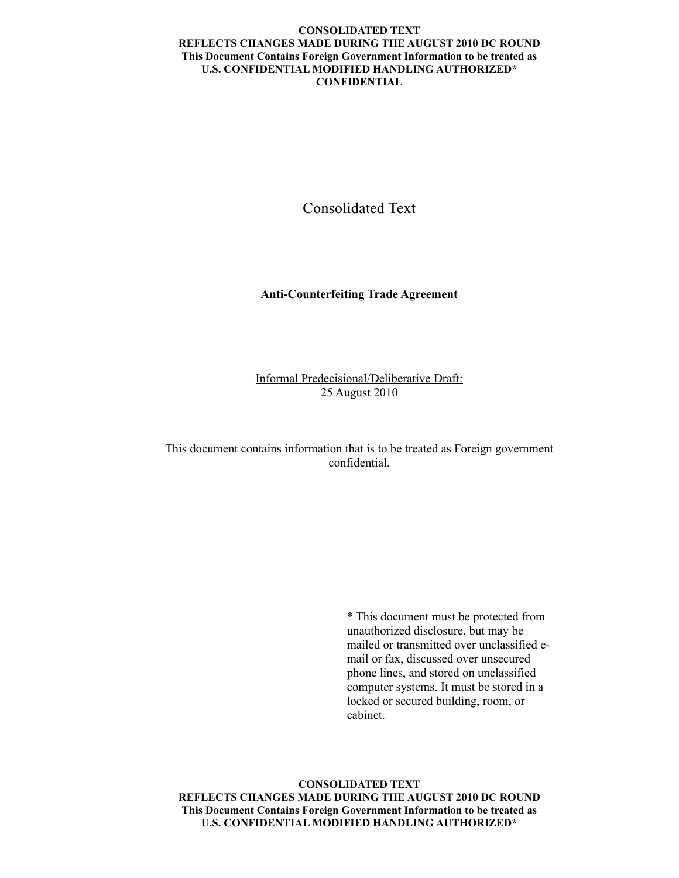**CONSOLIDATED TEXT**
**REFLECTS CHANGES MADE DURING THE AUGUST 2010 DC ROUND**
**This Document Contains Foreign Government Information to be treated as U.S. CONFIDENTIAL MODIFIED HANDLING AUTHORIZED***
**CONFIDENTIAL**

# Consolidated Text

## Anti-Counterfeiting Trade Agreement

Informal Predecisional/Deliberative Draft:
25 August 2010

This document contains information that is to be treated as Foreign government confidential.

* This document must be protected from unauthorized disclosure, but may be mailed or transmitted over unclassified e-mail or fax, discussed over unsecured phone lines, and stored on unclassified computer systems. It must be stored in a locked or secured building, room, or cabinet.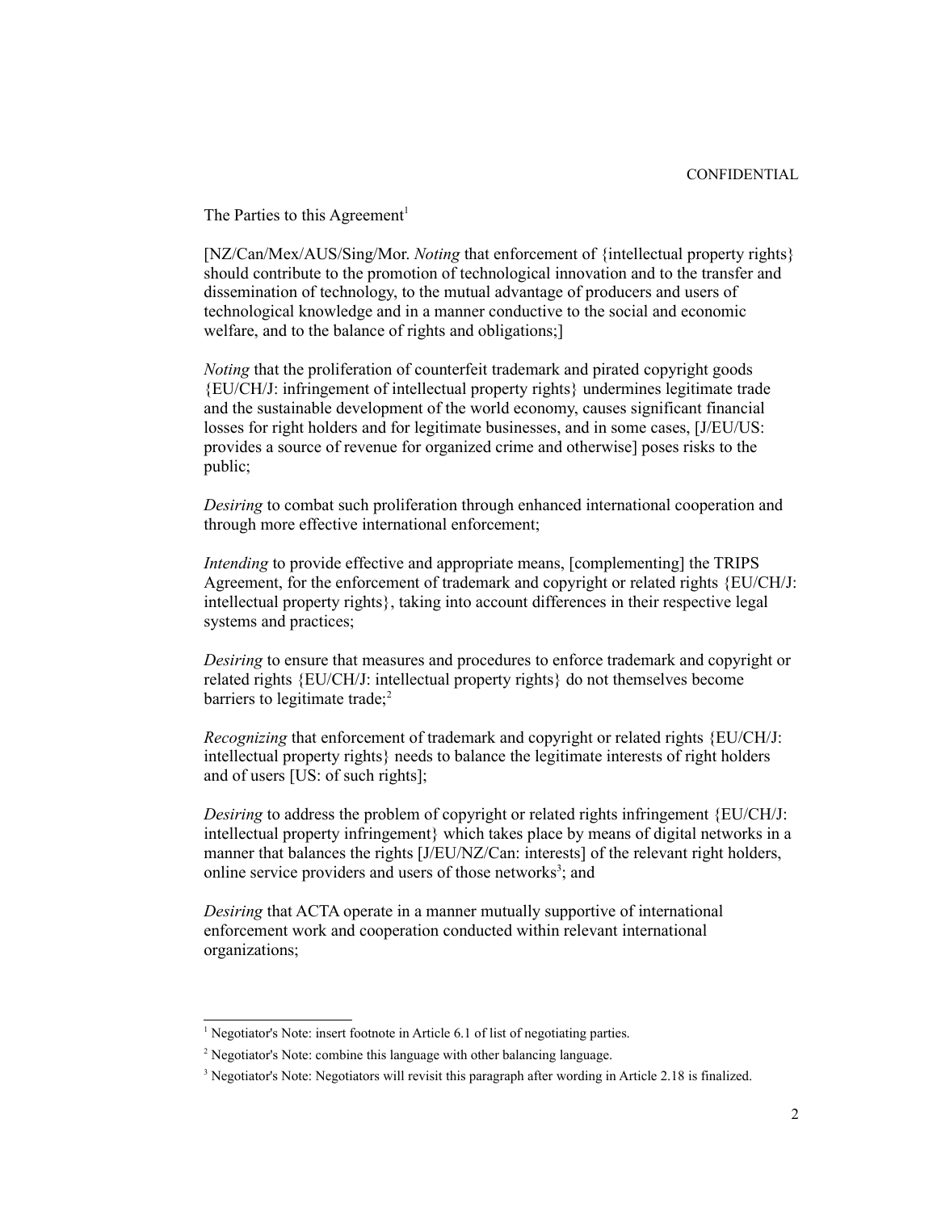CONFIDENTIAL

The Parties to this Agreement[1]

[NZ/Can/Mex/AUS/Sing/Mor. *Noting* that enforcement of {intellectual property rights} should contribute to the promotion of technological innovation and to the transfer and dissemination of technology, to the mutual advantage of producers and users of technological knowledge and in a manner conductive to the social and economic welfare, and to the balance of rights and obligations;]

*Noting* that the proliferation of counterfeit trademark and pirated copyright goods {EU/CH/J: infringement of intellectual property rights} undermines legitimate trade and the sustainable development of the world economy, causes significant financial losses for right holders and for legitimate businesses, and in some cases, [J/EU/US: provides a source of revenue for organized crime and otherwise] poses risks to the public;

*Desiring* to combat such proliferation through enhanced international cooperation and through more effective international enforcement;

*Intending* to provide effective and appropriate means, [complementing] the TRIPS Agreement, for the enforcement of trademark and copyright or related rights {EU/CH/J: intellectual property rights}, taking into account differences in their respective legal systems and practices;

*Desiring* to ensure that measures and procedures to enforce trademark and copyright or related rights {EU/CH/J: intellectual property rights} do not themselves become barriers to legitimate trade;[2]

*Recognizing* that enforcement of trademark and copyright or related rights {EU/CH/J: intellectual property rights} needs to balance the legitimate interests of right holders and of users [US: of such rights];

*Desiring* to address the problem of copyright or related rights infringement {EU/CH/J: intellectual property infringement} which takes place by means of digital networks in a manner that balances the rights [J/EU/NZ/Can: interests] of the relevant right holders, online service providers and users of those networks[3]; and

*Desiring* that ACTA operate in a manner mutually supportive of international enforcement work and cooperation conducted within relevant international organizations;

---

[1] Negotiator's Note: insert footnote in Article 6.1 of list of negotiating parties.

[2] Negotiator's Note: combine this language with other balancing language.

[3] Negotiator's Note: Negotiators will revisit this paragraph after wording in Article 2.18 is finalized.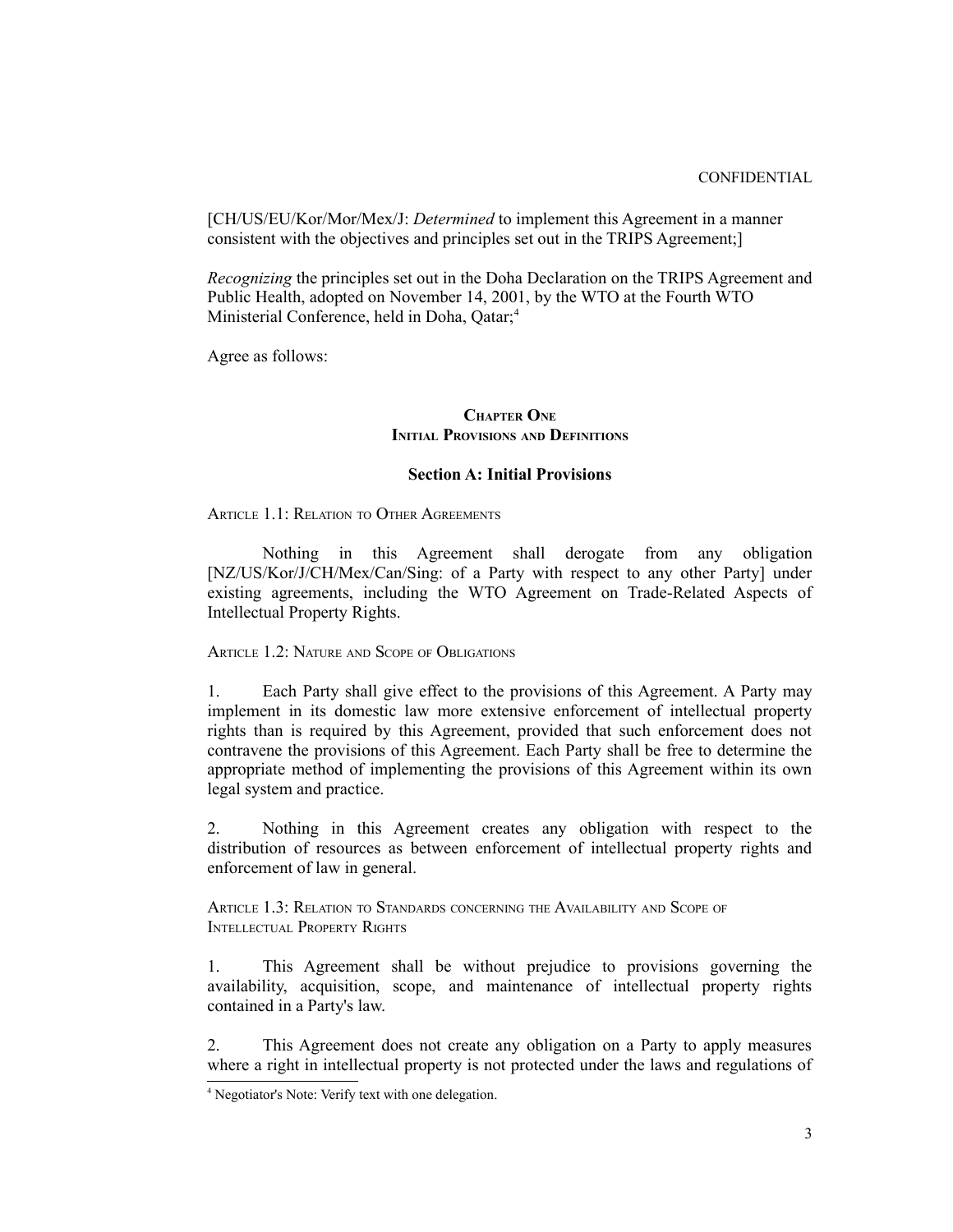[CH/US/EU/Kor/Mor/Mex/J: *Determined* to implement this Agreement in a manner consistent with the objectives and principles set out in the TRIPS Agreement;]

*Recognizing* the principles set out in the Doha Declaration on the TRIPS Agreement and Public Health, adopted on November 14, 2001, by the WTO at the Fourth WTO Ministerial Conference, held in Doha, Qatar;[4]

Agree as follows:

## Chapter One
## Initial Provisions and Definitions

### Section A: Initial Provisions

ARTICLE 1.1: RELATION TO OTHER AGREEMENTS

Nothing in this Agreement shall derogate from any obligation [NZ/US/Kor/J/CH/Mex/Can/Sing: of a Party with respect to any other Party] under existing agreements, including the WTO Agreement on Trade-Related Aspects of Intellectual Property Rights.

ARTICLE 1.2: NATURE AND SCOPE OF OBLIGATIONS

1. Each Party shall give effect to the provisions of this Agreement. A Party may implement in its domestic law more extensive enforcement of intellectual property rights than is required by this Agreement, provided that such enforcement does not contravene the provisions of this Agreement. Each Party shall be free to determine the appropriate method of implementing the provisions of this Agreement within its own legal system and practice.

2. Nothing in this Agreement creates any obligation with respect to the distribution of resources as between enforcement of intellectual property rights and enforcement of law in general.

ARTICLE 1.3: RELATION TO STANDARDS CONCERNING THE AVAILABILITY AND SCOPE OF INTELLECTUAL PROPERTY RIGHTS

1. This Agreement shall be without prejudice to provisions governing the availability, acquisition, scope, and maintenance of intellectual property rights contained in a Party's law.

2. This Agreement does not create any obligation on a Party to apply measures where a right in intellectual property is not protected under the laws and regulations of

[4] Negotiator's Note: Verify text with one delegation.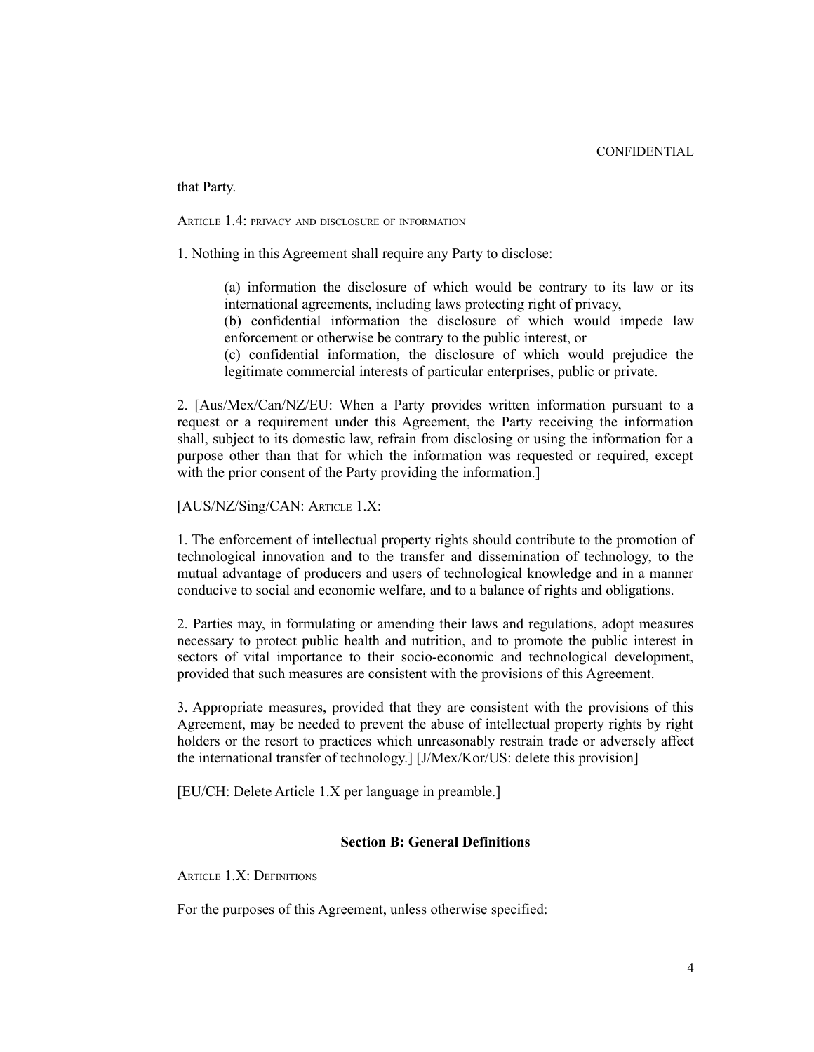that Party.

ARTICLE 1.4: PRIVACY AND DISCLOSURE OF INFORMATION

1. Nothing in this Agreement shall require any Party to disclose:

(a) information the disclosure of which would be contrary to its law or its international agreements, including laws protecting right of privacy,
(b) confidential information the disclosure of which would impede law enforcement or otherwise be contrary to the public interest, or
(c) confidential information, the disclosure of which would prejudice the legitimate commercial interests of particular enterprises, public or private.

2. [Aus/Mex/Can/NZ/EU: When a Party provides written information pursuant to a request or a requirement under this Agreement, the Party receiving the information shall, subject to its domestic law, refrain from disclosing or using the information for a purpose other than that for which the information was requested or required, except with the prior consent of the Party providing the information.]

[AUS/NZ/Sing/CAN: ARTICLE 1.X:

1. The enforcement of intellectual property rights should contribute to the promotion of technological innovation and to the transfer and dissemination of technology, to the mutual advantage of producers and users of technological knowledge and in a manner conducive to social and economic welfare, and to a balance of rights and obligations.

2. Parties may, in formulating or amending their laws and regulations, adopt measures necessary to protect public health and nutrition, and to promote the public interest in sectors of vital importance to their socio-economic and technological development, provided that such measures are consistent with the provisions of this Agreement.

3. Appropriate measures, provided that they are consistent with the provisions of this Agreement, may be needed to prevent the abuse of intellectual property rights by right holders or the resort to practices which unreasonably restrain trade or adversely affect the international transfer of technology.] [J/Mex/Kor/US: delete this provision]

[EU/CH: Delete Article 1.X per language in preamble.]

## Section B: General Definitions

ARTICLE 1.X: DEFINITIONS

For the purposes of this Agreement, unless otherwise specified: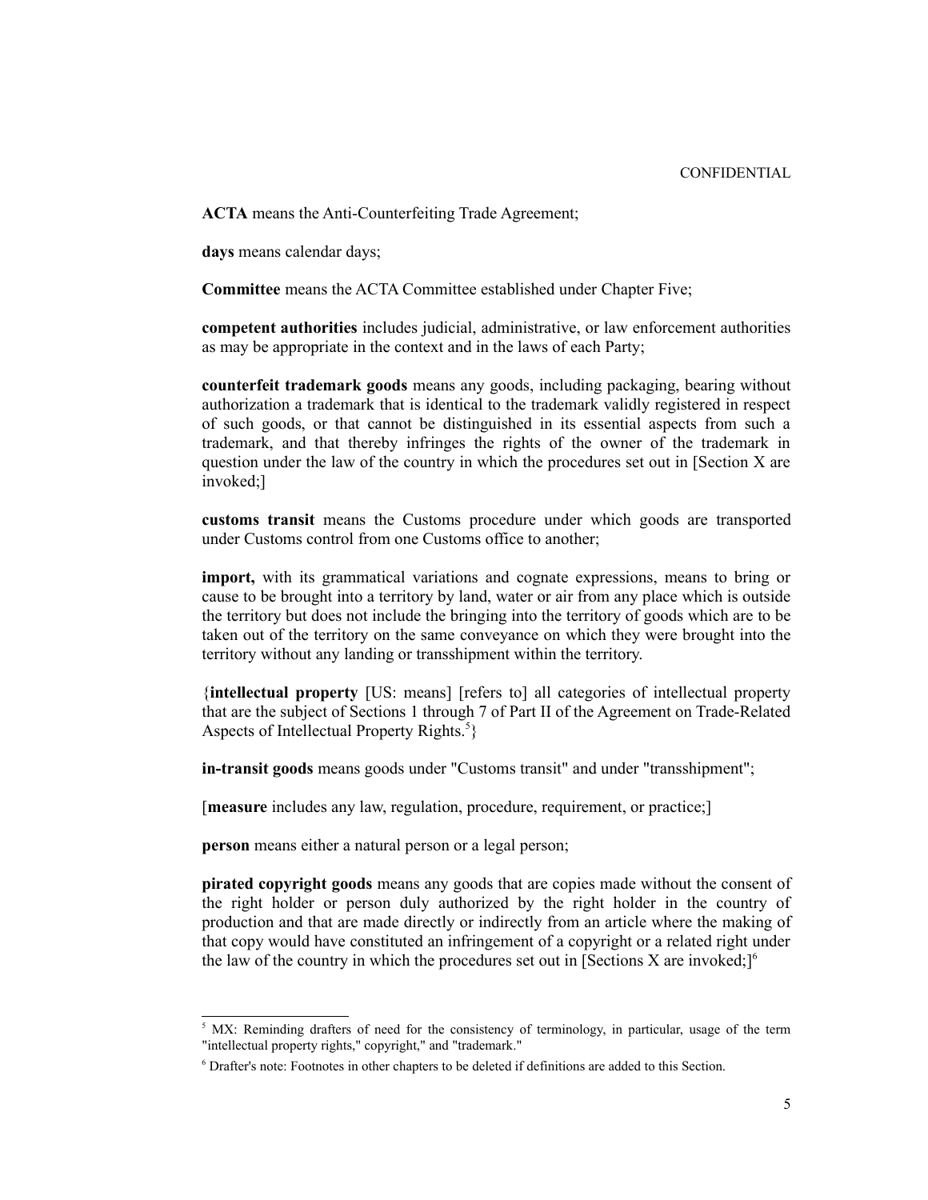CONFIDENTIAL

**ACTA** means the Anti-Counterfeiting Trade Agreement;

**days** means calendar days;

**Committee** means the ACTA Committee established under Chapter Five;

**competent authorities** includes judicial, administrative, or law enforcement authorities as may be appropriate in the context and in the laws of each Party;

**counterfeit trademark goods** means any goods, including packaging, bearing without authorization a trademark that is identical to the trademark validly registered in respect of such goods, or that cannot be distinguished in its essential aspects from such a trademark, and that thereby infringes the rights of the owner of the trademark in question under the law of the country in which the procedures set out in [Section X are invoked;]

**customs transit** means the Customs procedure under which goods are transported under Customs control from one Customs office to another;

**import,** with its grammatical variations and cognate expressions, means to bring or cause to be brought into a territory by land, water or air from any place which is outside the territory but does not include the bringing into the territory of goods which are to be taken out of the territory on the same conveyance on which they were brought into the territory without any landing or transshipment within the territory.

{**intellectual property** [US: means] [refers to] all categories of intellectual property that are the subject of Sections 1 through 7 of Part II of the Agreement on Trade-Related Aspects of Intellectual Property Rights.[5]}

**in-transit goods** means goods under "Customs transit" and under "transshipment";

[**measure** includes any law, regulation, procedure, requirement, or practice;]

**person** means either a natural person or a legal person;

**pirated copyright goods** means any goods that are copies made without the consent of the right holder or person duly authorized by the right holder in the country of production and that are made directly or indirectly from an article where the making of that copy would have constituted an infringement of a copyright or a related right under the law of the country in which the procedures set out in [Sections X are invoked;][6]

---

[5] MX: Reminding drafters of need for the consistency of terminology, in particular, usage of the term "intellectual property rights," copyright," and "trademark."

[6] Drafter's note: Footnotes in other chapters to be deleted if definitions are added to this Section.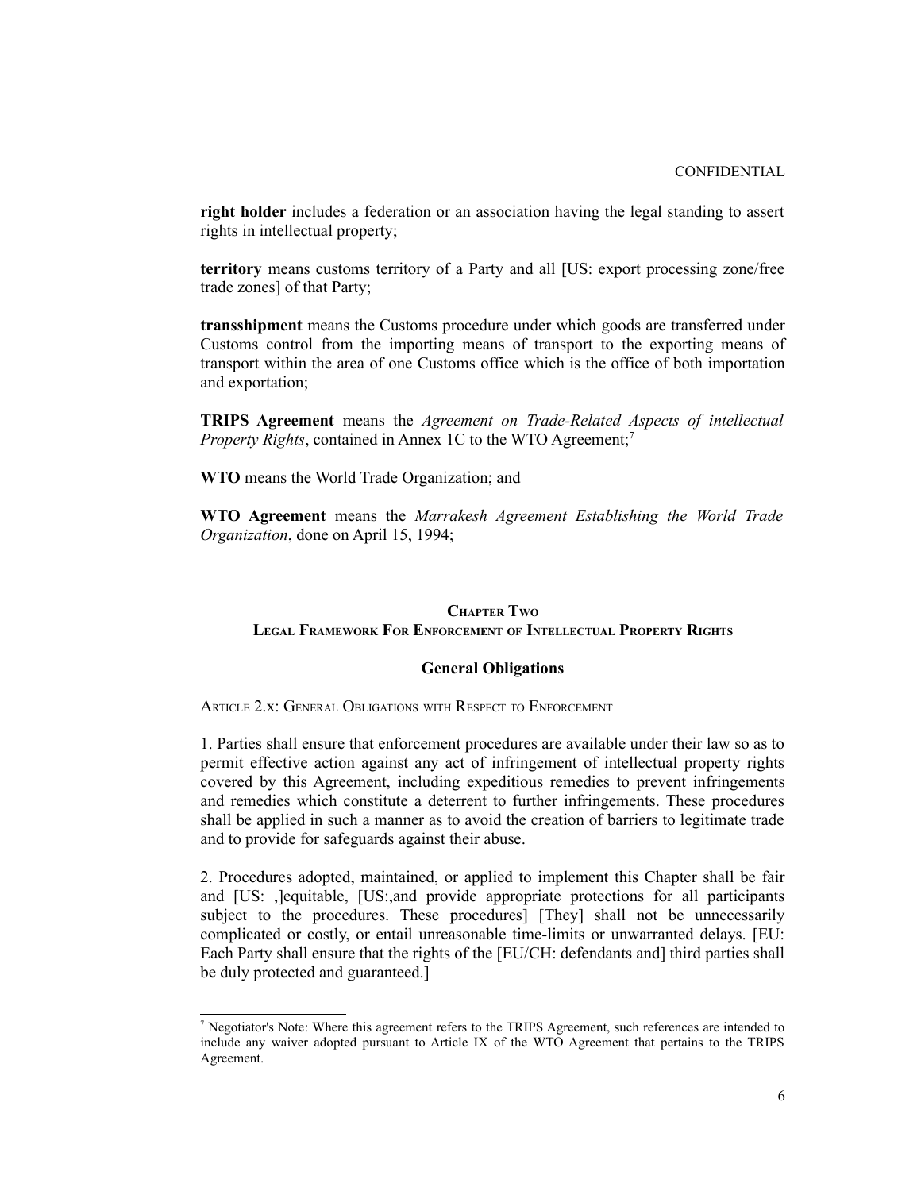**right holder** includes a federation or an association having the legal standing to assert rights in intellectual property;

**territory** means customs territory of a Party and all [US: export processing zone/free trade zones] of that Party;

**transshipment** means the Customs procedure under which goods are transferred under Customs control from the importing means of transport to the exporting means of transport within the area of one Customs office which is the office of both importation and exportation;

**TRIPS Agreement** means the *Agreement on Trade-Related Aspects of intellectual Property Rights*, contained in Annex 1C to the WTO Agreement;[7]

**WTO** means the World Trade Organization; and

**WTO Agreement** means the *Marrakesh Agreement Establishing the World Trade Organization*, done on April 15, 1994;

## Chapter Two
## Legal Framework For Enforcement of Intellectual Property Rights

### General Obligations

Article 2.x: General Obligations with Respect to Enforcement

1. Parties shall ensure that enforcement procedures are available under their law so as to permit effective action against any act of infringement of intellectual property rights covered by this Agreement, including expeditious remedies to prevent infringements and remedies which constitute a deterrent to further infringements. These procedures shall be applied in such a manner as to avoid the creation of barriers to legitimate trade and to provide for safeguards against their abuse.

2. Procedures adopted, maintained, or applied to implement this Chapter shall be fair and [US: ,]equitable, [US:,and provide appropriate protections for all participants subject to the procedures. These procedures] [They] shall not be unnecessarily complicated or costly, or entail unreasonable time-limits or unwarranted delays. [EU: Each Party shall ensure that the rights of the [EU/CH: defendants and] third parties shall be duly protected and guaranteed.]

---

[7] Negotiator's Note: Where this agreement refers to the TRIPS Agreement, such references are intended to include any waiver adopted pursuant to Article IX of the WTO Agreement that pertains to the TRIPS Agreement.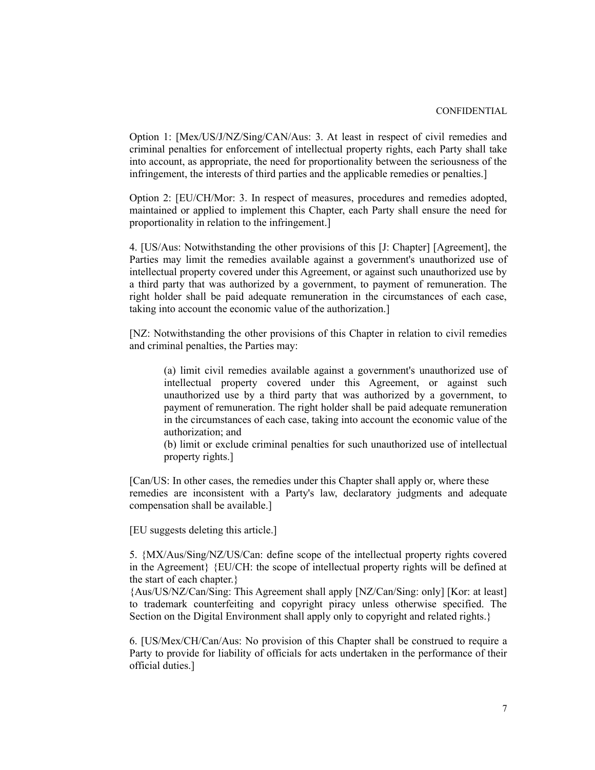CONFIDENTIAL

Option 1: [Mex/US/J/NZ/Sing/CAN/Aus: 3. At least in respect of civil remedies and criminal penalties for enforcement of intellectual property rights, each Party shall take into account, as appropriate, the need for proportionality between the seriousness of the infringement, the interests of third parties and the applicable remedies or penalties.]

Option 2: [EU/CH/Mor: 3. In respect of measures, procedures and remedies adopted, maintained or applied to implement this Chapter, each Party shall ensure the need for proportionality in relation to the infringement.]

4. [US/Aus: Notwithstanding the other provisions of this [J: Chapter] [Agreement], the Parties may limit the remedies available against a government's unauthorized use of intellectual property covered under this Agreement, or against such unauthorized use by a third party that was authorized by a government, to payment of remuneration. The right holder shall be paid adequate remuneration in the circumstances of each case, taking into account the economic value of the authorization.]

[NZ: Notwithstanding the other provisions of this Chapter in relation to civil remedies and criminal penalties, the Parties may:

> (a) limit civil remedies available against a government's unauthorized use of intellectual property covered under this Agreement, or against such unauthorized use by a third party that was authorized by a government, to payment of remuneration. The right holder shall be paid adequate remuneration in the circumstances of each case, taking into account the economic value of the authorization; and
>
> (b) limit or exclude criminal penalties for such unauthorized use of intellectual property rights.]

[Can/US: In other cases, the remedies under this Chapter shall apply or, where these remedies are inconsistent with a Party's law, declaratory judgments and adequate compensation shall be available.]

[EU suggests deleting this article.]

5. {MX/Aus/Sing/NZ/US/Can: define scope of the intellectual property rights covered in the Agreement} {EU/CH: the scope of intellectual property rights will be defined at the start of each chapter.}
{Aus/US/NZ/Can/Sing: This Agreement shall apply [NZ/Can/Sing: only] [Kor: at least] to trademark counterfeiting and copyright piracy unless otherwise specified. The Section on the Digital Environment shall apply only to copyright and related rights.}

6. [US/Mex/CH/Can/Aus: No provision of this Chapter shall be construed to require a Party to provide for liability of officials for acts undertaken in the performance of their official duties.]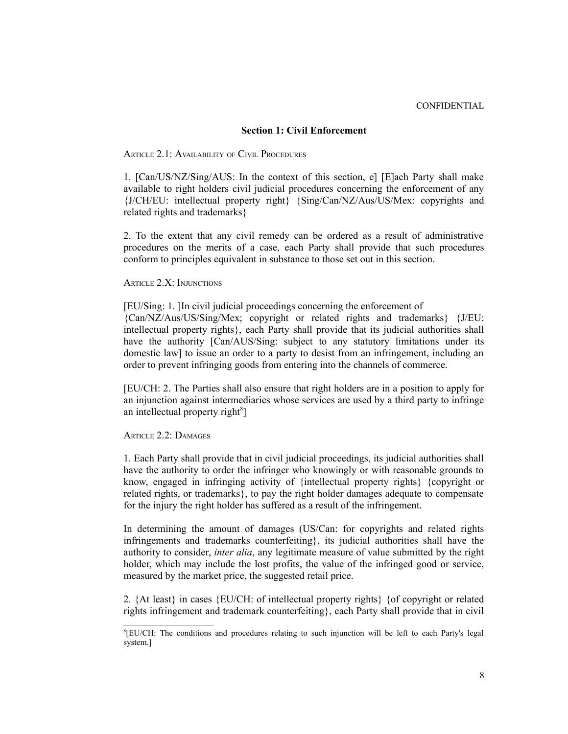CONFIDENTIAL

## Section 1: Civil Enforcement

ARTICLE 2.1: AVAILABILITY OF CIVIL PROCEDURES

1. [Can/US/NZ/Sing/AUS: In the context of this section, e] [E]ach Party shall make available to right holders civil judicial procedures concerning the enforcement of any {J/CH/EU: intellectual property right} {Sing/Can/NZ/Aus/US/Mex: copyrights and related rights and trademarks}

2. To the extent that any civil remedy can be ordered as a result of administrative procedures on the merits of a case, each Party shall provide that such procedures conform to principles equivalent in substance to those set out in this section.

ARTICLE 2.X: INJUNCTIONS

[EU/Sing: 1. ]In civil judicial proceedings concerning the enforcement of {Can/NZ/Aus/US/Sing/Mex; copyright or related rights and trademarks} {J/EU: intellectual property rights}, each Party shall provide that its judicial authorities shall have the authority [Can/AUS/Sing: subject to any statutory limitations under its domestic law] to issue an order to a party to desist from an infringement, including an order to prevent infringing goods from entering into the channels of commerce.

[EU/CH: 2. The Parties shall also ensure that right holders are in a position to apply for an injunction against intermediaries whose services are used by a third party to infringe an intellectual property right[8]]

ARTICLE 2.2: DAMAGES

1. Each Party shall provide that in civil judicial proceedings, its judicial authorities shall have the authority to order the infringer who knowingly or with reasonable grounds to know, engaged in infringing activity of {intellectual property rights} {copyright or related rights, or trademarks}, to pay the right holder damages adequate to compensate for the injury the right holder has suffered as a result of the infringement.

In determining the amount of damages (US/Can: for copyrights and related rights infringements and trademarks counterfeiting}, its judicial authorities shall have the authority to consider, *inter alia*, any legitimate measure of value submitted by the right holder, which may include the lost profits, the value of the infringed good or service, measured by the market price, the suggested retail price.

2. {At least} in cases {EU/CH: of intellectual property rights} {of copyright or related rights infringement and trademark counterfeiting}, each Party shall provide that in civil

---

[8] [EU/CH: The conditions and procedures relating to such injunction will be left to each Party's legal system.]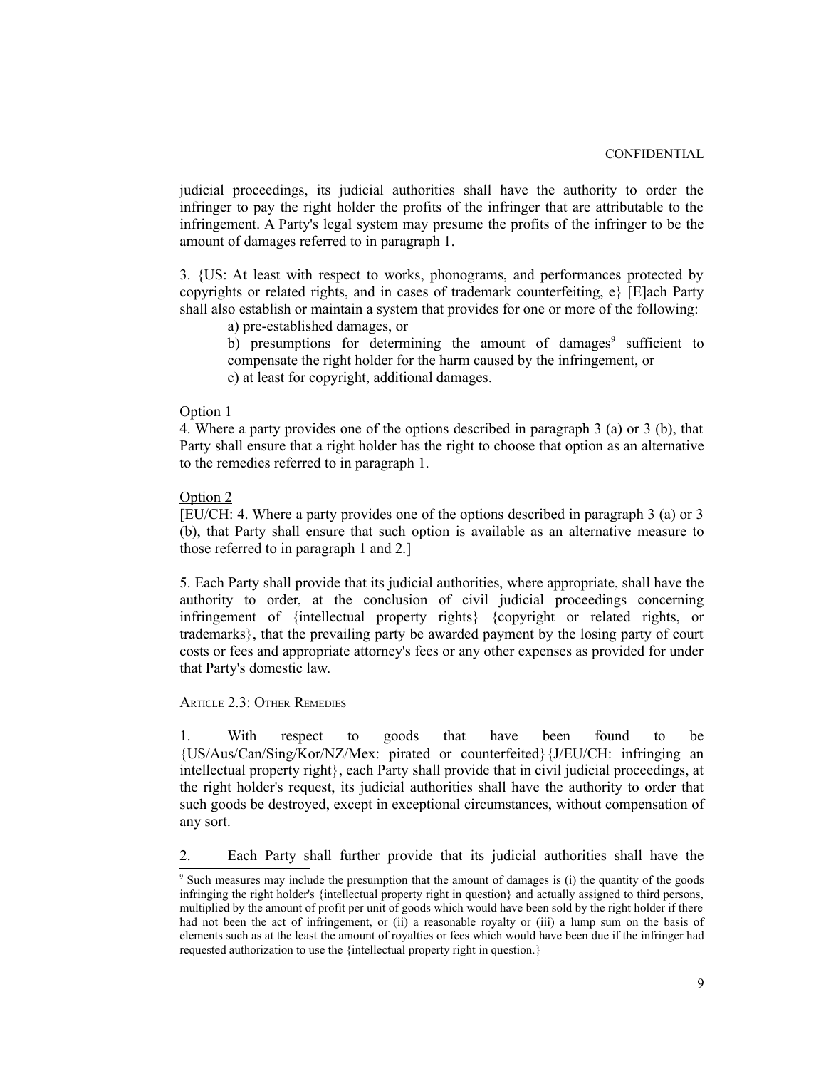judicial proceedings, its judicial authorities shall have the authority to order the infringer to pay the right holder the profits of the infringer that are attributable to the infringement. A Party's legal system may presume the profits of the infringer to be the amount of damages referred to in paragraph 1.

3. {US: At least with respect to works, phonograms, and performances protected by copyrights or related rights, and in cases of trademark counterfeiting, e} [E]ach Party shall also establish or maintain a system that provides for one or more of the following:

a) pre-established damages, or

b) presumptions for determining the amount of damages[9] sufficient to compensate the right holder for the harm caused by the infringement, or

c) at least for copyright, additional damages.

Option 1

4. Where a party provides one of the options described in paragraph 3 (a) or 3 (b), that Party shall ensure that a right holder has the right to choose that option as an alternative to the remedies referred to in paragraph 1.

Option 2

[EU/CH: 4. Where a party provides one of the options described in paragraph 3 (a) or 3 (b), that Party shall ensure that such option is available as an alternative measure to those referred to in paragraph 1 and 2.]

5. Each Party shall provide that its judicial authorities, where appropriate, shall have the authority to order, at the conclusion of civil judicial proceedings concerning infringement of {intellectual property rights} {copyright or related rights, or trademarks}, that the prevailing party be awarded payment by the losing party of court costs or fees and appropriate attorney's fees or any other expenses as provided for under that Party's domestic law.

ARTICLE 2.3: OTHER REMEDIES

1. With respect to goods that have been found to be {US/Aus/Can/Sing/Kor/NZ/Mex: pirated or counterfeited}{J/EU/CH: infringing an intellectual property right}, each Party shall provide that in civil judicial proceedings, at the right holder's request, its judicial authorities shall have the authority to order that such goods be destroyed, except in exceptional circumstances, without compensation of any sort.

2. Each Party shall further provide that its judicial authorities shall have the

[9] Such measures may include the presumption that the amount of damages is (i) the quantity of the goods infringing the right holder's {intellectual property right in question} and actually assigned to third persons, multiplied by the amount of profit per unit of goods which would have been sold by the right holder if there had not been the act of infringement, or (ii) a reasonable royalty or (iii) a lump sum on the basis of elements such as at the least the amount of royalties or fees which would have been due if the infringer had requested authorization to use the {intellectual property right in question.}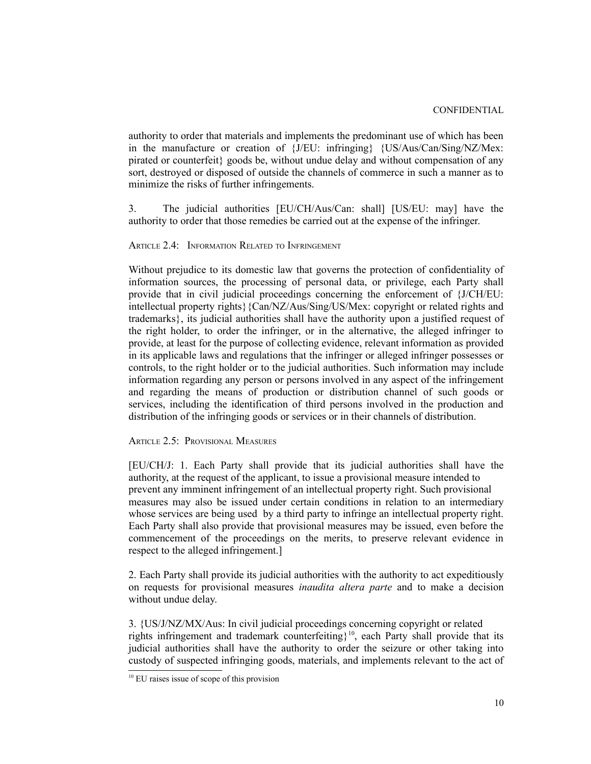authority to order that materials and implements the predominant use of which has been in the manufacture or creation of {J/EU: infringing} {US/Aus/Can/Sing/NZ/Mex: pirated or counterfeit} goods be, without undue delay and without compensation of any sort, destroyed or disposed of outside the channels of commerce in such a manner as to minimize the risks of further infringements.

3. The judicial authorities [EU/CH/Aus/Can: shall] [US/EU: may] have the authority to order that those remedies be carried out at the expense of the infringer.

ARTICLE 2.4: INFORMATION RELATED TO INFRINGEMENT

Without prejudice to its domestic law that governs the protection of confidentiality of information sources, the processing of personal data, or privilege, each Party shall provide that in civil judicial proceedings concerning the enforcement of {J/CH/EU: intellectual property rights}{Can/NZ/Aus/Sing/US/Mex: copyright or related rights and trademarks}, its judicial authorities shall have the authority upon a justified request of the right holder, to order the infringer, or in the alternative, the alleged infringer to provide, at least for the purpose of collecting evidence, relevant information as provided in its applicable laws and regulations that the infringer or alleged infringer possesses or controls, to the right holder or to the judicial authorities. Such information may include information regarding any person or persons involved in any aspect of the infringement and regarding the means of production or distribution channel of such goods or services, including the identification of third persons involved in the production and distribution of the infringing goods or services or in their channels of distribution.

ARTICLE 2.5: PROVISIONAL MEASURES

[EU/CH/J: 1. Each Party shall provide that its judicial authorities shall have the authority, at the request of the applicant, to issue a provisional measure intended to prevent any imminent infringement of an intellectual property right. Such provisional measures may also be issued under certain conditions in relation to an intermediary whose services are being used by a third party to infringe an intellectual property right. Each Party shall also provide that provisional measures may be issued, even before the commencement of the proceedings on the merits, to preserve relevant evidence in respect to the alleged infringement.]

2. Each Party shall provide its judicial authorities with the authority to act expeditiously on requests for provisional measures *inaudita altera parte* and to make a decision without undue delay.

3. {US/J/NZ/MX/Aus: In civil judicial proceedings concerning copyright or related rights infringement and trademark counterfeiting}[10], each Party shall provide that its judicial authorities shall have the authority to order the seizure or other taking into custody of suspected infringing goods, materials, and implements relevant to the act of

[10] EU raises issue of scope of this provision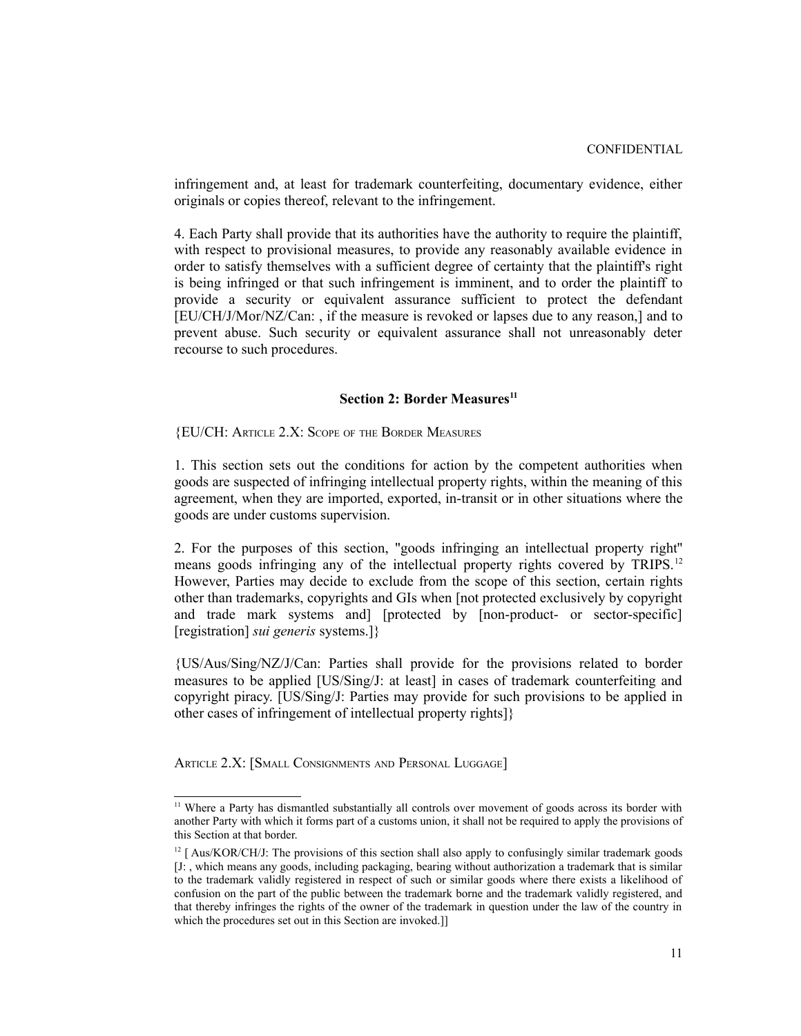infringement and, at least for trademark counterfeiting, documentary evidence, either originals or copies thereof, relevant to the infringement.

4. Each Party shall provide that its authorities have the authority to require the plaintiff, with respect to provisional measures, to provide any reasonably available evidence in order to satisfy themselves with a sufficient degree of certainty that the plaintiff's right is being infringed or that such infringement is imminent, and to order the plaintiff to provide a security or equivalent assurance sufficient to protect the defendant [EU/CH/J/Mor/NZ/Can: , if the measure is revoked or lapses due to any reason,] and to prevent abuse. Such security or equivalent assurance shall not unreasonably deter recourse to such procedures.

### Section 2: Border Measures[11]

{EU/CH: Article 2.X: Scope of the Border Measures

1. This section sets out the conditions for action by the competent authorities when goods are suspected of infringing intellectual property rights, within the meaning of this agreement, when they are imported, exported, in-transit or in other situations where the goods are under customs supervision.

2. For the purposes of this section, "goods infringing an intellectual property right" means goods infringing any of the intellectual property rights covered by TRIPS.[12] However, Parties may decide to exclude from the scope of this section, certain rights other than trademarks, copyrights and GIs when [not protected exclusively by copyright and trade mark systems and] [protected by [non-product- or sector-specific] [registration] *sui generis* systems.]}

{US/Aus/Sing/NZ/J/Can: Parties shall provide for the provisions related to border measures to be applied [US/Sing/J: at least] in cases of trademark counterfeiting and copyright piracy. [US/Sing/J: Parties may provide for such provisions to be applied in other cases of infringement of intellectual property rights]}

Article 2.X: [Small Consignments and Personal Luggage]

---

[11] Where a Party has dismantled substantially all controls over movement of goods across its border with another Party with which it forms part of a customs union, it shall not be required to apply the provisions of this Section at that border.

[12] [ Aus/KOR/CH/J: The provisions of this section shall also apply to confusingly similar trademark goods [J: , which means any goods, including packaging, bearing without authorization a trademark that is similar to the trademark validly registered in respect of such or similar goods where there exists a likelihood of confusion on the part of the public between the trademark borne and the trademark validly registered, and that thereby infringes the rights of the owner of the trademark in question under the law of the country in which the procedures set out in this Section are invoked.]]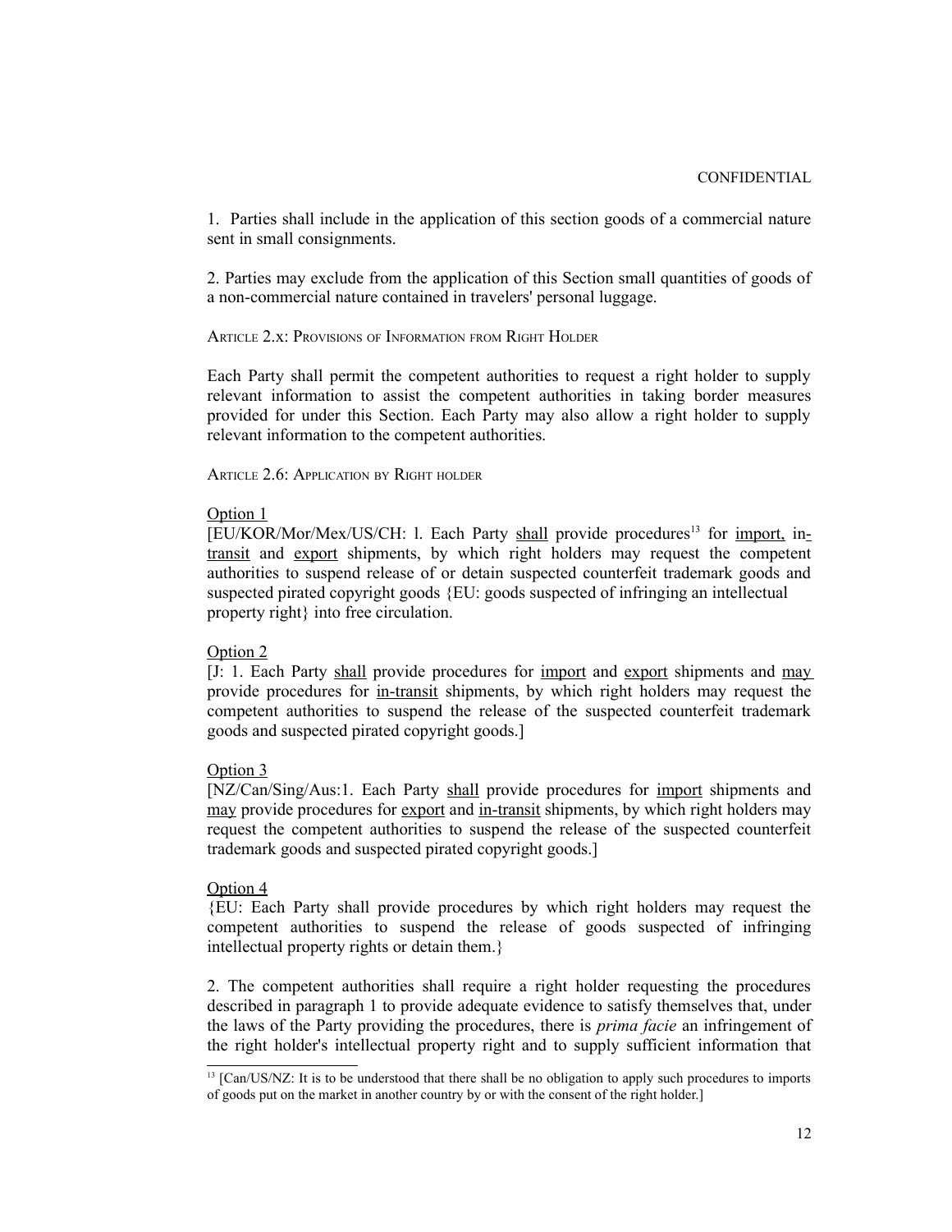1. Parties shall include in the application of this section goods of a commercial nature sent in small consignments.

2. Parties may exclude from the application of this Section small quantities of goods of a non-commercial nature contained in travelers' personal luggage.

ARTICLE 2.X: PROVISIONS OF INFORMATION FROM RIGHT HOLDER

Each Party shall permit the competent authorities to request a right holder to supply relevant information to assist the competent authorities in taking border measures provided for under this Section. Each Party may also allow a right holder to supply relevant information to the competent authorities.

ARTICLE 2.6: APPLICATION BY RIGHT HOLDER

<u>Option 1</u>

[EU/KOR/Mor/Mex/US/CH: l. Each Party <u>shall</u> provide procedures[13] for <u>import,</u> <u>in-transit</u> and <u>export</u> shipments, by which right holders may request the competent authorities to suspend release of or detain suspected counterfeit trademark goods and suspected pirated copyright goods {EU: goods suspected of infringing an intellectual property right} into free circulation.

<u>Option 2</u>

[J: 1. Each Party <u>shall</u> provide procedures for <u>import</u> and <u>export</u> shipments and <u>may</u> provide procedures for <u>in-transit</u> shipments, by which right holders may request the competent authorities to suspend the release of the suspected counterfeit trademark goods and suspected pirated copyright goods.]

<u>Option 3</u>

[NZ/Can/Sing/Aus:1. Each Party <u>shall</u> provide procedures for <u>import</u> shipments and <u>may</u> provide procedures for <u>export</u> and <u>in-transit</u> shipments, by which right holders may request the competent authorities to suspend the release of the suspected counterfeit trademark goods and suspected pirated copyright goods.]

<u>Option 4</u>

{EU: Each Party shall provide procedures by which right holders may request the competent authorities to suspend the release of goods suspected of infringing intellectual property rights or detain them.}

2. The competent authorities shall require a right holder requesting the procedures described in paragraph 1 to provide adequate evidence to satisfy themselves that, under the laws of the Party providing the procedures, there is *prima facie* an infringement of the right holder's intellectual property right and to supply sufficient information that

[13] [Can/US/NZ: It is to be understood that there shall be no obligation to apply such procedures to imports of goods put on the market in another country by or with the consent of the right holder.]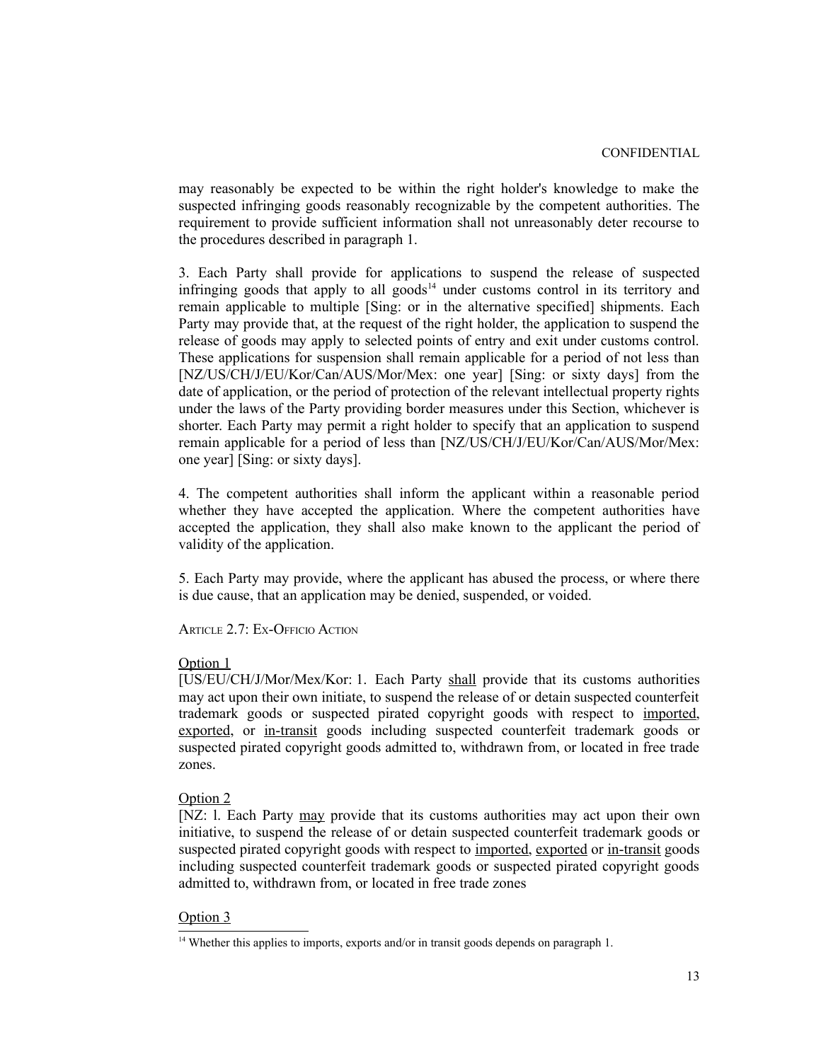may reasonably be expected to be within the right holder's knowledge to make the suspected infringing goods reasonably recognizable by the competent authorities. The requirement to provide sufficient information shall not unreasonably deter recourse to the procedures described in paragraph 1.

3. Each Party shall provide for applications to suspend the release of suspected infringing goods that apply to all goods[14] under customs control in its territory and remain applicable to multiple [Sing: or in the alternative specified] shipments. Each Party may provide that, at the request of the right holder, the application to suspend the release of goods may apply to selected points of entry and exit under customs control. These applications for suspension shall remain applicable for a period of not less than [NZ/US/CH/J/EU/Kor/Can/AUS/Mor/Mex: one year] [Sing: or sixty days] from the date of application, or the period of protection of the relevant intellectual property rights under the laws of the Party providing border measures under this Section, whichever is shorter. Each Party may permit a right holder to specify that an application to suspend remain applicable for a period of less than [NZ/US/CH/J/EU/Kor/Can/AUS/Mor/Mex: one year] [Sing: or sixty days].

4. The competent authorities shall inform the applicant within a reasonable period whether they have accepted the application. Where the competent authorities have accepted the application, they shall also make known to the applicant the period of validity of the application.

5. Each Party may provide, where the applicant has abused the process, or where there is due cause, that an application may be denied, suspended, or voided.

ARTICLE 2.7: EX-OFFICIO ACTION

<u>Option 1</u>

[US/EU/CH/J/Mor/Mex/Kor: 1. Each Party <u>shall</u> provide that its customs authorities may act upon their own initiate, to suspend the release of or detain suspected counterfeit trademark goods or suspected pirated copyright goods with respect to <u>imported</u>, <u>exported</u>, or <u>in-transit</u> goods including suspected counterfeit trademark goods or suspected pirated copyright goods admitted to, withdrawn from, or located in free trade zones.

<u>Option 2</u>

[NZ: l. Each Party <u>may</u> provide that its customs authorities may act upon their own initiative, to suspend the release of or detain suspected counterfeit trademark goods or suspected pirated copyright goods with respect to <u>imported</u>, <u>exported</u> or <u>in-transit</u> goods including suspected counterfeit trademark goods or suspected pirated copyright goods admitted to, withdrawn from, or located in free trade zones

<u>Option 3</u>

[14] Whether this applies to imports, exports and/or in transit goods depends on paragraph 1.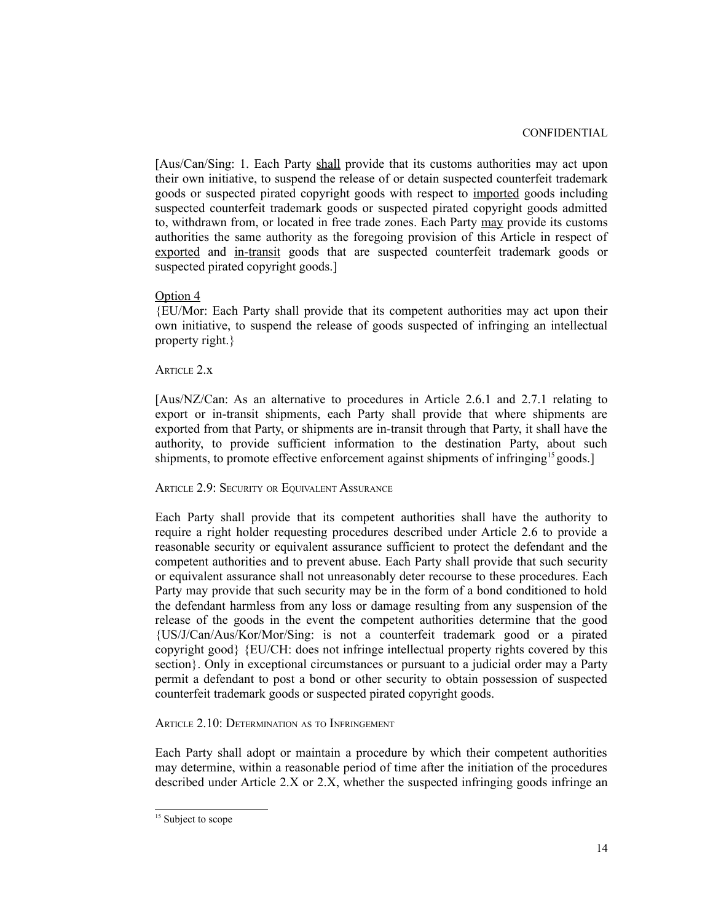[Aus/Can/Sing: 1. Each Party <u>shall</u> provide that its customs authorities may act upon their own initiative, to suspend the release of or detain suspected counterfeit trademark goods or suspected pirated copyright goods with respect to <u>imported</u> goods including suspected counterfeit trademark goods or suspected pirated copyright goods admitted to, withdrawn from, or located in free trade zones. Each Party <u>may</u> provide its customs authorities the same authority as the foregoing provision of this Article in respect of <u>exported</u> and <u>in-transit</u> goods that are suspected counterfeit trademark goods or suspected pirated copyright goods.]

<u>Option 4</u>
{EU/Mor: Each Party shall provide that its competent authorities may act upon their own initiative, to suspend the release of goods suspected of infringing an intellectual property right.}

ARTICLE 2.x

[Aus/NZ/Can: As an alternative to procedures in Article 2.6.1 and 2.7.1 relating to export or in-transit shipments, each Party shall provide that where shipments are exported from that Party, or shipments are in-transit through that Party, it shall have the authority, to provide sufficient information to the destination Party, about such shipments, to promote effective enforcement against shipments of infringing[15] goods.]

ARTICLE 2.9: SECURITY OR EQUIVALENT ASSURANCE

Each Party shall provide that its competent authorities shall have the authority to require a right holder requesting procedures described under Article 2.6 to provide a reasonable security or equivalent assurance sufficient to protect the defendant and the competent authorities and to prevent abuse. Each Party shall provide that such security or equivalent assurance shall not unreasonably deter recourse to these procedures. Each Party may provide that such security may be in the form of a bond conditioned to hold the defendant harmless from any loss or damage resulting from any suspension of the release of the goods in the event the competent authorities determine that the good {US/J/Can/Aus/Kor/Mor/Sing: is not a counterfeit trademark good or a pirated copyright good} {EU/CH: does not infringe intellectual property rights covered by this section}. Only in exceptional circumstances or pursuant to a judicial order may a Party permit a defendant to post a bond or other security to obtain possession of suspected counterfeit trademark goods or suspected pirated copyright goods.

ARTICLE 2.10: DETERMINATION AS TO INFRINGEMENT

Each Party shall adopt or maintain a procedure by which their competent authorities may determine, within a reasonable period of time after the initiation of the procedures described under Article 2.X or 2.X, whether the suspected infringing goods infringe an

[15] Subject to scope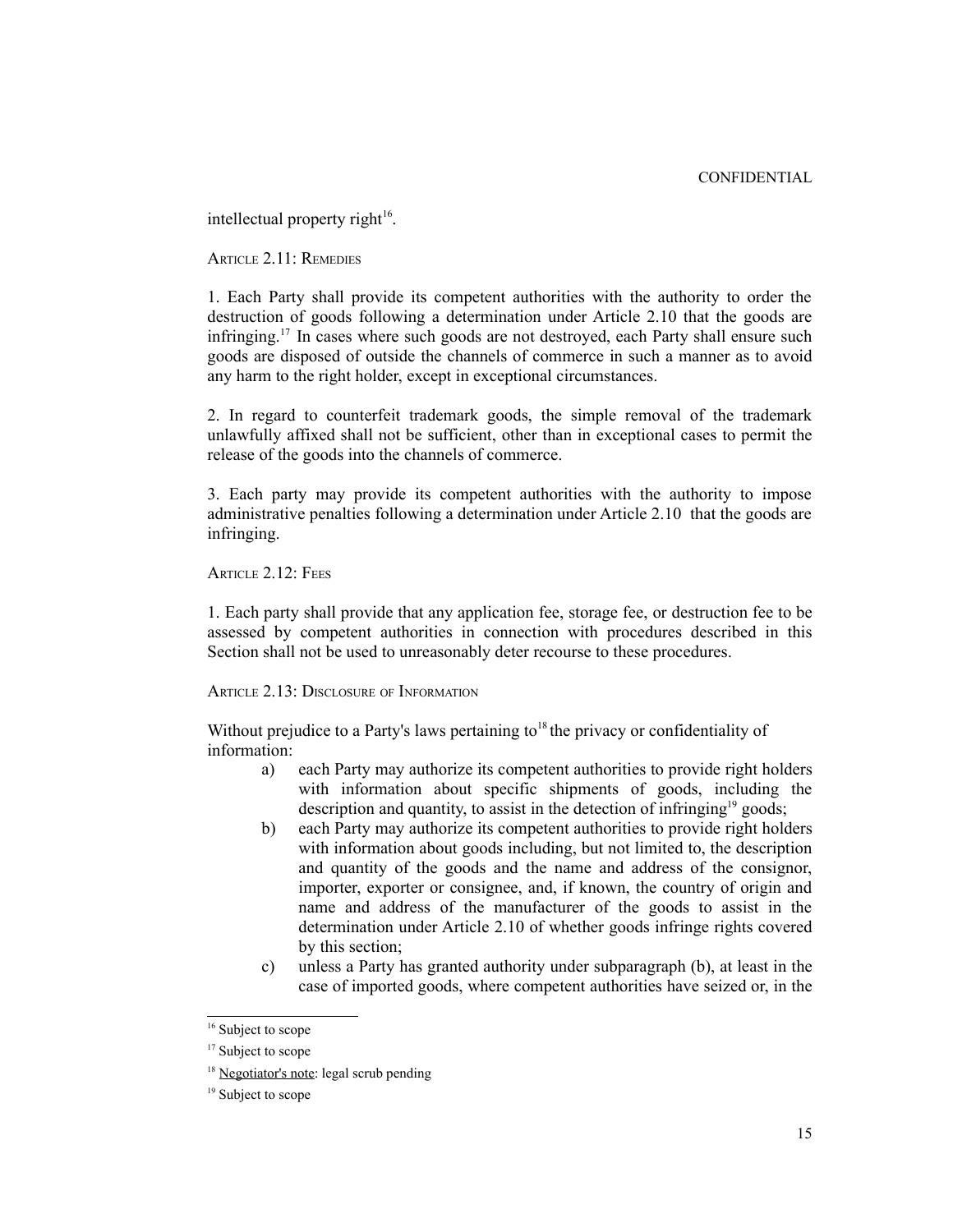intellectual property right[16].

ARTICLE 2.11: REMEDIES

1. Each Party shall provide its competent authorities with the authority to order the destruction of goods following a determination under Article 2.10 that the goods are infringing.[17] In cases where such goods are not destroyed, each Party shall ensure such goods are disposed of outside the channels of commerce in such a manner as to avoid any harm to the right holder, except in exceptional circumstances.

2. In regard to counterfeit trademark goods, the simple removal of the trademark unlawfully affixed shall not be sufficient, other than in exceptional cases to permit the release of the goods into the channels of commerce.

3. Each party may provide its competent authorities with the authority to impose administrative penalties following a determination under Article 2.10 that the goods are infringing.

ARTICLE 2.12: FEES

1. Each party shall provide that any application fee, storage fee, or destruction fee to be assessed by competent authorities in connection with procedures described in this Section shall not be used to unreasonably deter recourse to these procedures.

ARTICLE 2.13: DISCLOSURE OF INFORMATION

Without prejudice to a Party's laws pertaining to[18] the privacy or confidentiality of information:

a) each Party may authorize its competent authorities to provide right holders with information about specific shipments of goods, including the description and quantity, to assist in the detection of infringing[19] goods;

b) each Party may authorize its competent authorities to provide right holders with information about goods including, but not limited to, the description and quantity of the goods and the name and address of the consignor, importer, exporter or consignee, and, if known, the country of origin and name and address of the manufacturer of the goods to assist in the determination under Article 2.10 of whether goods infringe rights covered by this section;

c) unless a Party has granted authority under subparagraph (b), at least in the case of imported goods, where competent authorities have seized or, in the

---

[16] Subject to scope

[17] Subject to scope

[18] Negotiator's note: legal scrub pending

[19] Subject to scope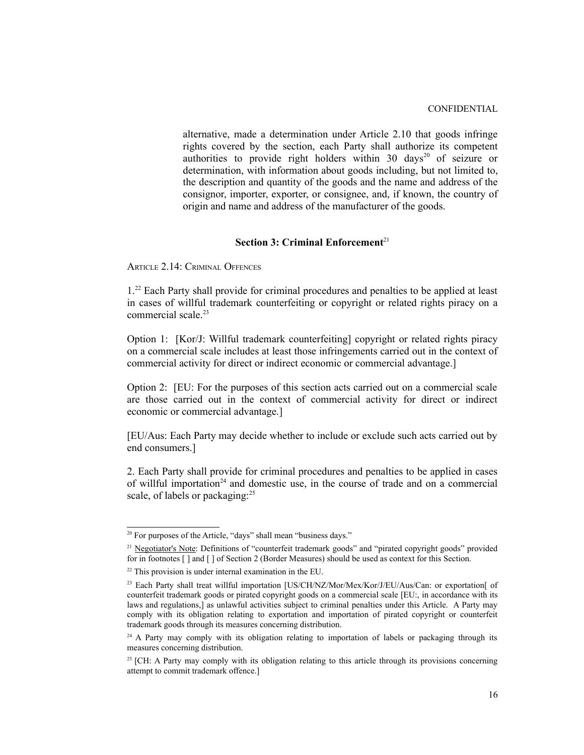alternative, made a determination under Article 2.10 that goods infringe rights covered by the section, each Party shall authorize its competent authorities to provide right holders within 30 days[20] of seizure or determination, with information about goods including, but not limited to, the description and quantity of the goods and the name and address of the consignor, importer, exporter, or consignee, and, if known, the country of origin and name and address of the manufacturer of the goods.

### Section 3: Criminal Enforcement[21]

ARTICLE 2.14: CRIMINAL OFFENCES

1.[22] Each Party shall provide for criminal procedures and penalties to be applied at least in cases of willful trademark counterfeiting or copyright or related rights piracy on a commercial scale.[23]

Option 1: [Kor/J: Willful trademark counterfeiting] copyright or related rights piracy on a commercial scale includes at least those infringements carried out in the context of commercial activity for direct or indirect economic or commercial advantage.]

Option 2: [EU: For the purposes of this section acts carried out on a commercial scale are those carried out in the context of commercial activity for direct or indirect economic or commercial advantage.]

[EU/Aus: Each Party may decide whether to include or exclude such acts carried out by end consumers.]

2. Each Party shall provide for criminal procedures and penalties to be applied in cases of willful importation[24] and domestic use, in the course of trade and on a commercial scale, of labels or packaging:[25]

---

[20] For purposes of the Article, "days" shall mean "business days."

[21] Negotiator's Note: Definitions of "counterfeit trademark goods" and "pirated copyright goods" provided for in footnotes [ ] and [ ] of Section 2 (Border Measures) should be used as context for this Section.

[22] This provision is under internal examination in the EU.

[23] Each Party shall treat willful importation [US/CH/NZ/Mor/Mex/Kor/J/EU/Aus/Can: or exportation[ of counterfeit trademark goods or pirated copyright goods on a commercial scale [EU:, in accordance with its laws and regulations,] as unlawful activities subject to criminal penalties under this Article. A Party may comply with its obligation relating to exportation and importation of pirated copyright or counterfeit trademark goods through its measures concerning distribution.

[24] A Party may comply with its obligation relating to importation of labels or packaging through its measures concerning distribution.

[25] [CH: A Party may comply with its obligation relating to this article through its provisions concerning attempt to commit trademark offence.]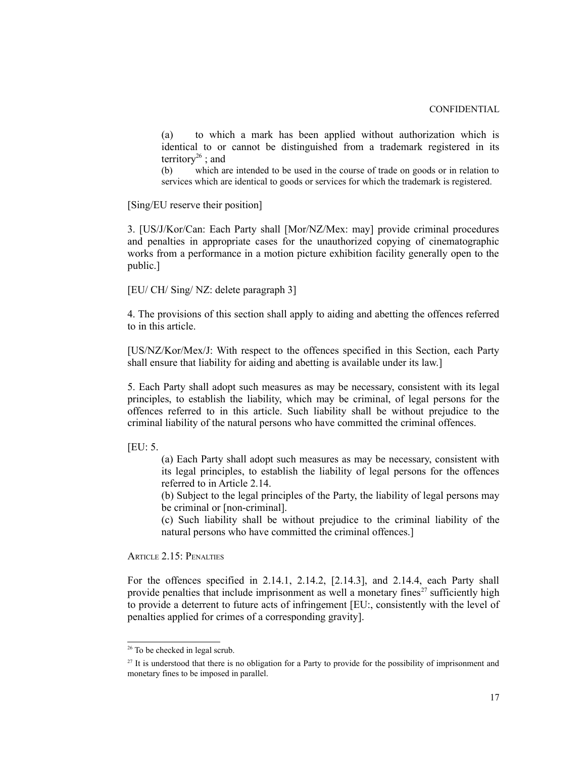(a) to which a mark has been applied without authorization which is identical to or cannot be distinguished from a trademark registered in its territory[26] ; and

(b) which are intended to be used in the course of trade on goods or in relation to services which are identical to goods or services for which the trademark is registered.

[Sing/EU reserve their position]

3. [US/J/Kor/Can: Each Party shall [Mor/NZ/Mex: may] provide criminal procedures and penalties in appropriate cases for the unauthorized copying of cinematographic works from a performance in a motion picture exhibition facility generally open to the public.]

[EU/ CH/ Sing/ NZ: delete paragraph 3]

4. The provisions of this section shall apply to aiding and abetting the offences referred to in this article.

[US/NZ/Kor/Mex/J: With respect to the offences specified in this Section, each Party shall ensure that liability for aiding and abetting is available under its law.]

5. Each Party shall adopt such measures as may be necessary, consistent with its legal principles, to establish the liability, which may be criminal, of legal persons for the offences referred to in this article. Such liability shall be without prejudice to the criminal liability of the natural persons who have committed the criminal offences.

[EU: 5.

(a) Each Party shall adopt such measures as may be necessary, consistent with its legal principles, to establish the liability of legal persons for the offences referred to in Article 2.14.

(b) Subject to the legal principles of the Party, the liability of legal persons may be criminal or [non-criminal].

(c) Such liability shall be without prejudice to the criminal liability of the natural persons who have committed the criminal offences.]

ARTICLE 2.15: PENALTIES

For the offences specified in 2.14.1, 2.14.2, [2.14.3], and 2.14.4, each Party shall provide penalties that include imprisonment as well a monetary fines[27] sufficiently high to provide a deterrent to future acts of infringement [EU:, consistently with the level of penalties applied for crimes of a corresponding gravity].

---

[26] To be checked in legal scrub.

[27] It is understood that there is no obligation for a Party to provide for the possibility of imprisonment and monetary fines to be imposed in parallel.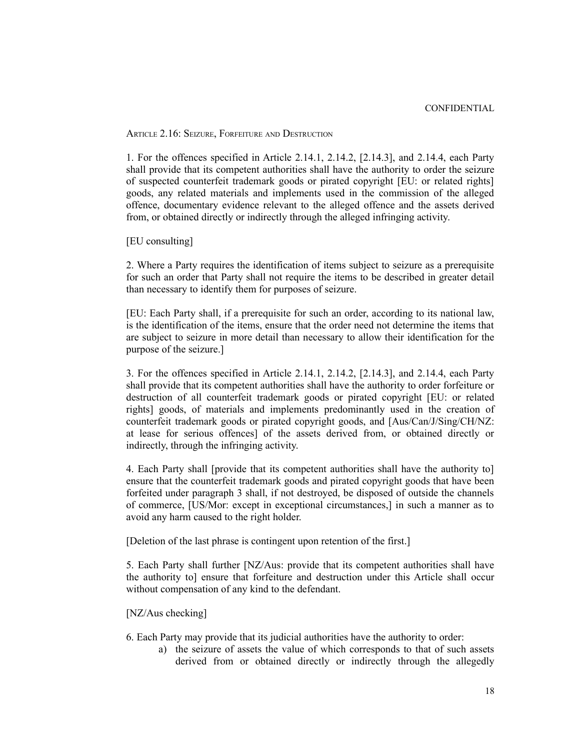CONFIDENTIAL

ARTICLE 2.16: SEIZURE, FORFEITURE AND DESTRUCTION

1. For the offences specified in Article 2.14.1, 2.14.2, [2.14.3], and 2.14.4, each Party shall provide that its competent authorities shall have the authority to order the seizure of suspected counterfeit trademark goods or pirated copyright [EU: or related rights] goods, any related materials and implements used in the commission of the alleged offence, documentary evidence relevant to the alleged offence and the assets derived from, or obtained directly or indirectly through the alleged infringing activity.

[EU consulting]

2. Where a Party requires the identification of items subject to seizure as a prerequisite for such an order that Party shall not require the items to be described in greater detail than necessary to identify them for purposes of seizure.

[EU: Each Party shall, if a prerequisite for such an order, according to its national law, is the identification of the items, ensure that the order need not determine the items that are subject to seizure in more detail than necessary to allow their identification for the purpose of the seizure.]

3. For the offences specified in Article 2.14.1, 2.14.2, [2.14.3], and 2.14.4, each Party shall provide that its competent authorities shall have the authority to order forfeiture or destruction of all counterfeit trademark goods or pirated copyright [EU: or related rights] goods, of materials and implements predominantly used in the creation of counterfeit trademark goods or pirated copyright goods, and [Aus/Can/J/Sing/CH/NZ: at lease for serious offences] of the assets derived from, or obtained directly or indirectly, through the infringing activity.

4. Each Party shall [provide that its competent authorities shall have the authority to] ensure that the counterfeit trademark goods and pirated copyright goods that have been forfeited under paragraph 3 shall, if not destroyed, be disposed of outside the channels of commerce, [US/Mor: except in exceptional circumstances,] in such a manner as to avoid any harm caused to the right holder.

[Deletion of the last phrase is contingent upon retention of the first.]

5. Each Party shall further [NZ/Aus: provide that its competent authorities shall have the authority to] ensure that forfeiture and destruction under this Article shall occur without compensation of any kind to the defendant.

[NZ/Aus checking]

6. Each Party may provide that its judicial authorities have the authority to order:

a) the seizure of assets the value of which corresponds to that of such assets derived from or obtained directly or indirectly through the allegedly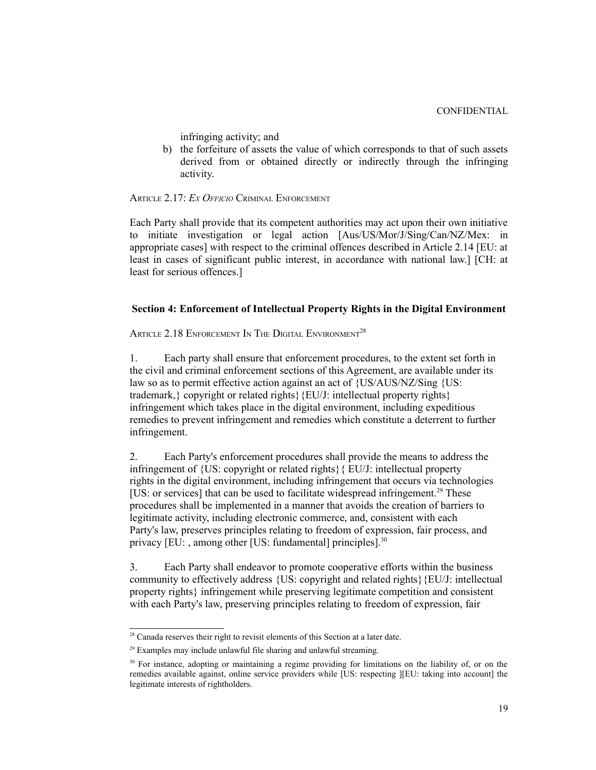infringing activity; and

b) the forfeiture of assets the value of which corresponds to that of such assets derived from or obtained directly or indirectly through the infringing activity.

Article 2.17: *Ex Officio* Criminal Enforcement

Each Party shall provide that its competent authorities may act upon their own initiative to initiate investigation or legal action [Aus/US/Mor/J/Sing/Can/NZ/Mex: in appropriate cases] with respect to the criminal offences described in Article 2.14 [EU: at least in cases of significant public interest, in accordance with national law.] [CH: at least for serious offences.]

## Section 4: Enforcement of Intellectual Property Rights in the Digital Environment

Article 2.18 Enforcement In The Digital Environment[28]

1. Each party shall ensure that enforcement procedures, to the extent set forth in the civil and criminal enforcement sections of this Agreement, are available under its law so as to permit effective action against an act of {US/AUS/NZ/Sing {US: trademark,} copyright or related rights}{EU/J: intellectual property rights} infringement which takes place in the digital environment, including expeditious remedies to prevent infringement and remedies which constitute a deterrent to further infringement.

2. Each Party's enforcement procedures shall provide the means to address the infringement of {US: copyright or related rights}{ EU/J: intellectual property rights in the digital environment, including infringement that occurs via technologies [US: or services] that can be used to facilitate widespread infringement.[29] These procedures shall be implemented in a manner that avoids the creation of barriers to legitimate activity, including electronic commerce, and, consistent with each Party's law, preserves principles relating to freedom of expression, fair process, and privacy [EU: , among other [US: fundamental] principles].[30]

3. Each Party shall endeavor to promote cooperative efforts within the business community to effectively address {US: copyright and related rights}{EU/J: intellectual property rights} infringement while preserving legitimate competition and consistent with each Party's law, preserving principles relating to freedom of expression, fair

---

[28] Canada reserves their right to revisit elements of this Section at a later date.

[29] Examples may include unlawful file sharing and unlawful streaming.

[30] For instance, adopting or maintaining a regime providing for limitations on the liability of, or on the remedies available against, online service providers while [US: respecting ][EU: taking into account] the legitimate interests of rightholders.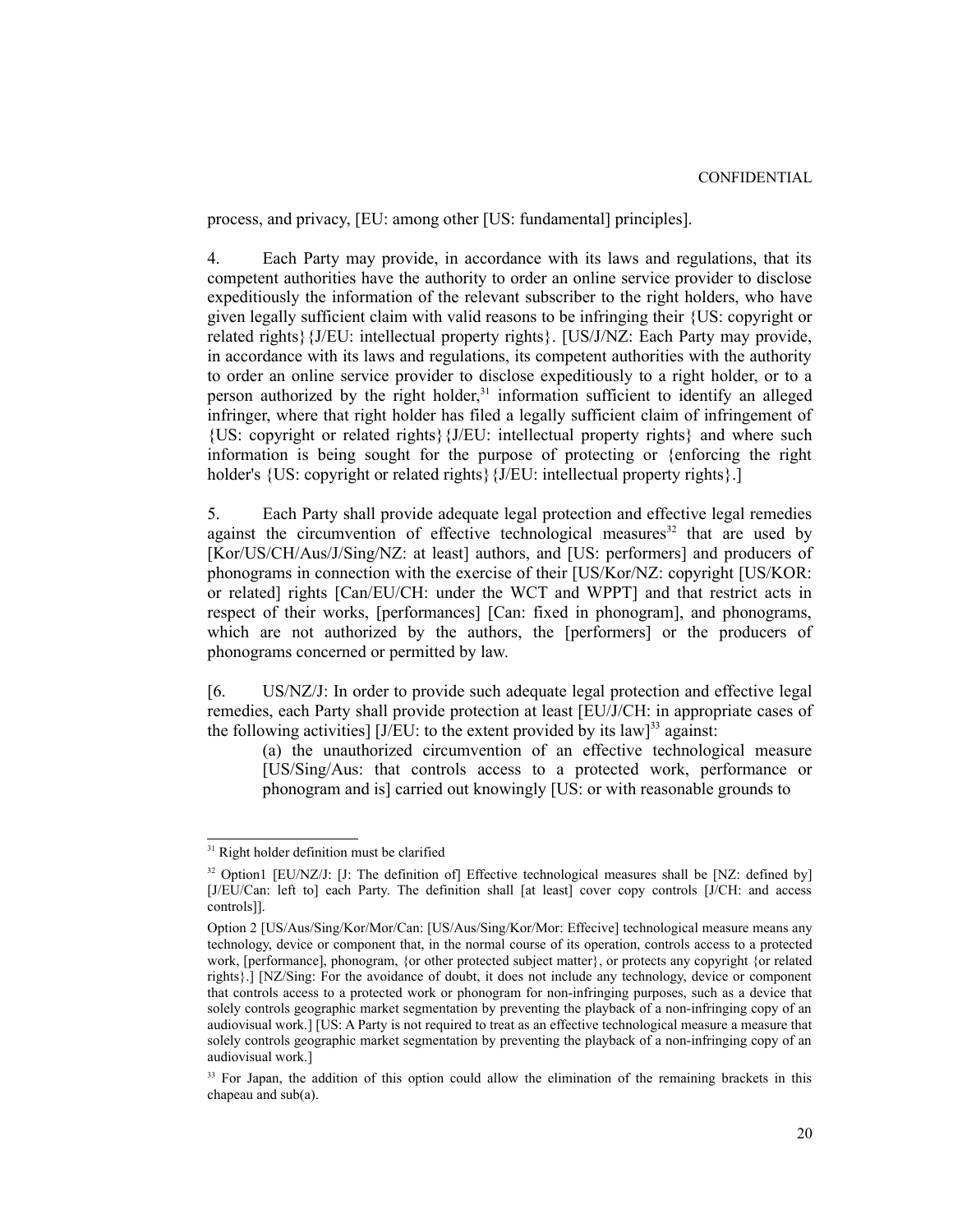process, and privacy, [EU: among other [US: fundamental] principles].

4. Each Party may provide, in accordance with its laws and regulations, that its competent authorities have the authority to order an online service provider to disclose expeditiously the information of the relevant subscriber to the right holders, who have given legally sufficient claim with valid reasons to be infringing their {US: copyright or related rights}{J/EU: intellectual property rights}. [US/J/NZ: Each Party may provide, in accordance with its laws and regulations, its competent authorities with the authority to order an online service provider to disclose expeditiously to a right holder, or to a person authorized by the right holder,[31] information sufficient to identify an alleged infringer, where that right holder has filed a legally sufficient claim of infringement of {US: copyright or related rights}{J/EU: intellectual property rights} and where such information is being sought for the purpose of protecting or {enforcing the right holder's {US: copyright or related rights}{J/EU: intellectual property rights}.]

5. Each Party shall provide adequate legal protection and effective legal remedies against the circumvention of effective technological measures[32] that are used by [Kor/US/CH/Aus/J/Sing/NZ: at least] authors, and [US: performers] and producers of phonograms in connection with the exercise of their [US/Kor/NZ: copyright [US/KOR: or related] rights [Can/EU/CH: under the WCT and WPPT] and that restrict acts in respect of their works, [performances] [Can: fixed in phonogram], and phonograms, which are not authorized by the authors, the [performers] or the producers of phonograms concerned or permitted by law.

[6. US/NZ/J: In order to provide such adequate legal protection and effective legal remedies, each Party shall provide protection at least [EU/J/CH: in appropriate cases of the following activities] [J/EU: to the extent provided by its law][33] against:

(a) the unauthorized circumvention of an effective technological measure [US/Sing/Aus: that controls access to a protected work, performance or phonogram and is] carried out knowingly [US: or with reasonable grounds to

---

[31] Right holder definition must be clarified

[32] Option1 [EU/NZ/J: [J: The definition of] Effective technological measures shall be [NZ: defined by] [J/EU/Can: left to] each Party. The definition shall [at least] cover copy controls [J/CH: and access controls]].

Option 2 [US/Aus/Sing/Kor/Mor/Can: [US/Aus/Sing/Kor/Mor: Effecive] technological measure means any technology, device or component that, in the normal course of its operation, controls access to a protected work, [performance], phonogram, {or other protected subject matter}, or protects any copyright {or related rights}.] [NZ/Sing: For the avoidance of doubt, it does not include any technology, device or component that controls access to a protected work or phonogram for non-infringing purposes, such as a device that solely controls geographic market segmentation by preventing the playback of a non-infringing copy of an audiovisual work.] [US: A Party is not required to treat as an effective technological measure a measure that solely controls geographic market segmentation by preventing the playback of a non-infringing copy of an audiovisual work.]

[33] For Japan, the addition of this option could allow the elimination of the remaining brackets in this chapeau and sub(a).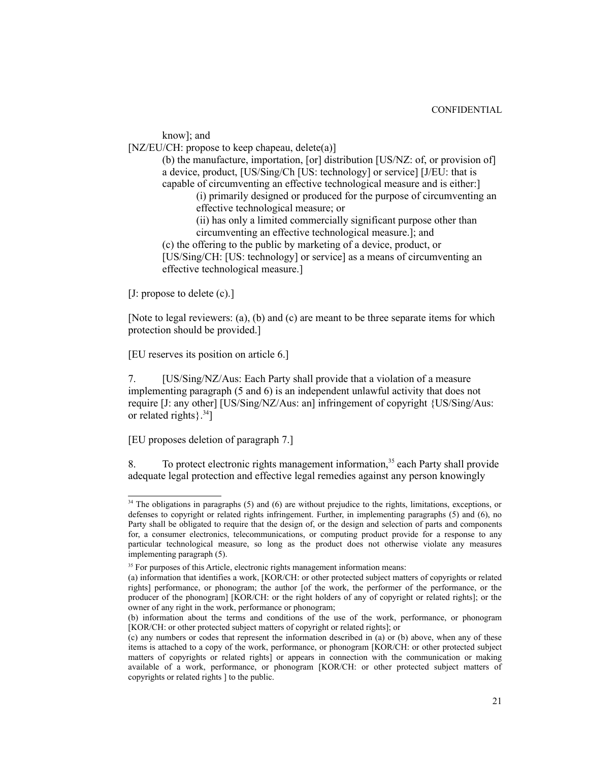know]; and

[NZ/EU/CH: propose to keep chapeau, delete(a)]

(b) the manufacture, importation, [or] distribution [US/NZ: of, or provision of] a device, product, [US/Sing/Ch [US: technology] or service] [J/EU: that is capable of circumventing an effective technological measure and is either:]

(i) primarily designed or produced for the purpose of circumventing an effective technological measure; or

(ii) has only a limited commercially significant purpose other than circumventing an effective technological measure.]; and

(c) the offering to the public by marketing of a device, product, or [US/Sing/CH: [US: technology] or service] as a means of circumventing an effective technological measure.]

[J: propose to delete (c).]

[Note to legal reviewers: (a), (b) and (c) are meant to be three separate items for which protection should be provided.]

[EU reserves its position on article 6.]

7. [US/Sing/NZ/Aus: Each Party shall provide that a violation of a measure implementing paragraph (5 and 6) is an independent unlawful activity that does not require [J: any other] [US/Sing/NZ/Aus: an] infringement of copyright {US/Sing/Aus: or related rights}.[34]]

[EU proposes deletion of paragraph 7.]

8. To protect electronic rights management information,[35] each Party shall provide adequate legal protection and effective legal remedies against any person knowingly

---

[34] The obligations in paragraphs (5) and (6) are without prejudice to the rights, limitations, exceptions, or defenses to copyright or related rights infringement. Further, in implementing paragraphs (5) and (6), no Party shall be obligated to require that the design of, or the design and selection of parts and components for, a consumer electronics, telecommunications, or computing product provide for a response to any particular technological measure, so long as the product does not otherwise violate any measures implementing paragraph (5).

[35] For purposes of this Article, electronic rights management information means:

(a) information that identifies a work, [KOR/CH: or other protected subject matters of copyrights or related rights] performance, or phonogram; the author [of the work, the performer of the performance, or the producer of the phonogram] [KOR/CH: or the right holders of any of copyright or related rights]; or the owner of any right in the work, performance or phonogram;

(b) information about the terms and conditions of the use of the work, performance, or phonogram [KOR/CH: or other protected subject matters of copyright or related rights]; or

(c) any numbers or codes that represent the information described in (a) or (b) above, when any of these items is attached to a copy of the work, performance, or phonogram [KOR/CH: or other protected subject matters of copyrights or related rights] or appears in connection with the communication or making available of a work, performance, or phonogram [KOR/CH: or other protected subject matters of copyrights or related rights ] to the public.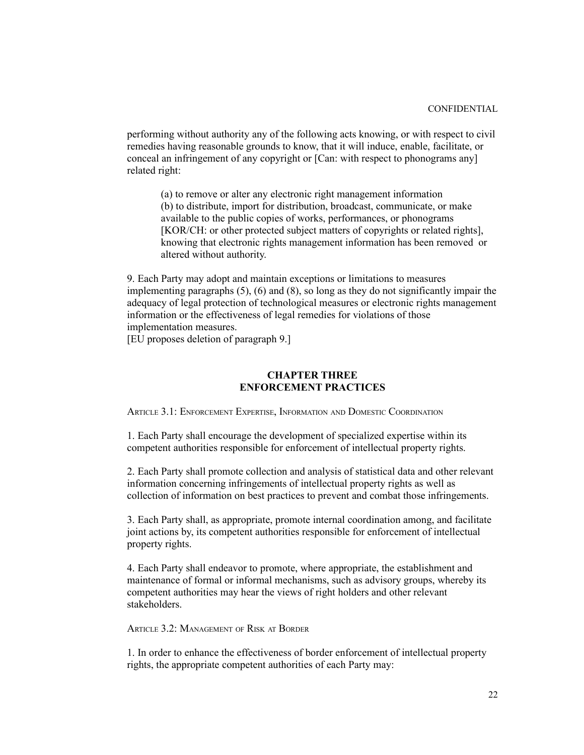performing without authority any of the following acts knowing, or with respect to civil remedies having reasonable grounds to know, that it will induce, enable, facilitate, or conceal an infringement of any copyright or [Can: with respect to phonograms any] related right:

> (a) to remove or alter any electronic right management information
> (b) to distribute, import for distribution, broadcast, communicate, or make available to the public copies of works, performances, or phonograms [KOR/CH: or other protected subject matters of copyrights or related rights], knowing that electronic rights management information has been removed or altered without authority.

9. Each Party may adopt and maintain exceptions or limitations to measures implementing paragraphs (5), (6) and (8), so long as they do not significantly impair the adequacy of legal protection of technological measures or electronic rights management information or the effectiveness of legal remedies for violations of those implementation measures.
[EU proposes deletion of paragraph 9.]

## CHAPTER THREE
## ENFORCEMENT PRACTICES

### ARTICLE 3.1: ENFORCEMENT EXPERTISE, INFORMATION AND DOMESTIC COORDINATION

1. Each Party shall encourage the development of specialized expertise within its competent authorities responsible for enforcement of intellectual property rights.

2. Each Party shall promote collection and analysis of statistical data and other relevant information concerning infringements of intellectual property rights as well as collection of information on best practices to prevent and combat those infringements.

3. Each Party shall, as appropriate, promote internal coordination among, and facilitate joint actions by, its competent authorities responsible for enforcement of intellectual property rights.

4. Each Party shall endeavor to promote, where appropriate, the establishment and maintenance of formal or informal mechanisms, such as advisory groups, whereby its competent authorities may hear the views of right holders and other relevant stakeholders.

### ARTICLE 3.2: MANAGEMENT OF RISK AT BORDER

1. In order to enhance the effectiveness of border enforcement of intellectual property rights, the appropriate competent authorities of each Party may: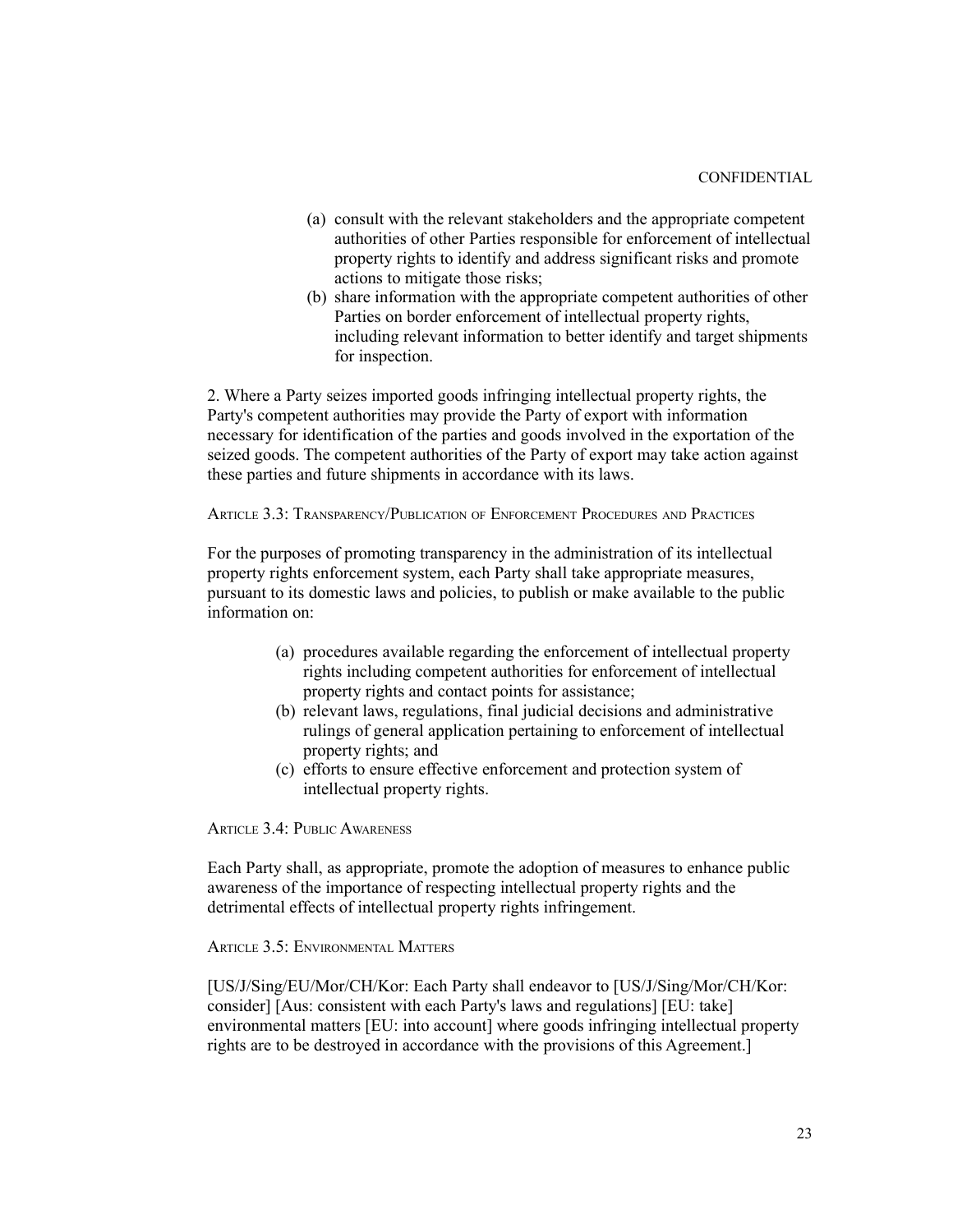CONFIDENTIAL

(a) consult with the relevant stakeholders and the appropriate competent authorities of other Parties responsible for enforcement of intellectual property rights to identify and address significant risks and promote actions to mitigate those risks;
(b) share information with the appropriate competent authorities of other Parties on border enforcement of intellectual property rights, including relevant information to better identify and target shipments for inspection.

2. Where a Party seizes imported goods infringing intellectual property rights, the Party's competent authorities may provide the Party of export with information necessary for identification of the parties and goods involved in the exportation of the seized goods. The competent authorities of the Party of export may take action against these parties and future shipments in accordance with its laws.

Article 3.3: Transparency/Publication of Enforcement Procedures and Practices

For the purposes of promoting transparency in the administration of its intellectual property rights enforcement system, each Party shall take appropriate measures, pursuant to its domestic laws and policies, to publish or make available to the public information on:

(a) procedures available regarding the enforcement of intellectual property rights including competent authorities for enforcement of intellectual property rights and contact points for assistance;
(b) relevant laws, regulations, final judicial decisions and administrative rulings of general application pertaining to enforcement of intellectual property rights; and
(c) efforts to ensure effective enforcement and protection system of intellectual property rights.

Article 3.4: Public Awareness

Each Party shall, as appropriate, promote the adoption of measures to enhance public awareness of the importance of respecting intellectual property rights and the detrimental effects of intellectual property rights infringement.

Article 3.5: Environmental Matters

[US/J/Sing/EU/Mor/CH/Kor: Each Party shall endeavor to [US/J/Sing/Mor/CH/Kor: consider] [Aus: consistent with each Party's laws and regulations] [EU: take] environmental matters [EU: into account] where goods infringing intellectual property rights are to be destroyed in accordance with the provisions of this Agreement.]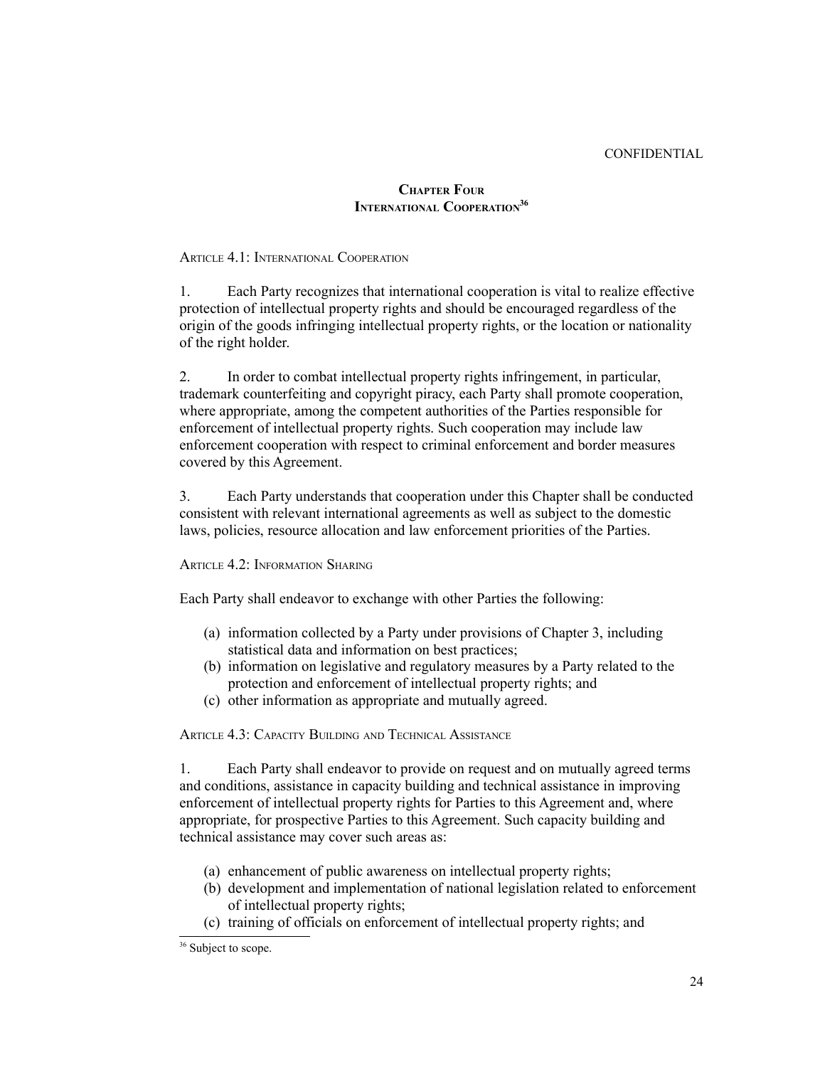CONFIDENTIAL

## Chapter Four
## International Cooperation[36]

### Article 4.1: International Cooperation

1. Each Party recognizes that international cooperation is vital to realize effective protection of intellectual property rights and should be encouraged regardless of the origin of the goods infringing intellectual property rights, or the location or nationality of the right holder.

2. In order to combat intellectual property rights infringement, in particular, trademark counterfeiting and copyright piracy, each Party shall promote cooperation, where appropriate, among the competent authorities of the Parties responsible for enforcement of intellectual property rights. Such cooperation may include law enforcement cooperation with respect to criminal enforcement and border measures covered by this Agreement.

3. Each Party understands that cooperation under this Chapter shall be conducted consistent with relevant international agreements as well as subject to the domestic laws, policies, resource allocation and law enforcement priorities of the Parties.

### Article 4.2: Information Sharing

Each Party shall endeavor to exchange with other Parties the following:

(a) information collected by a Party under provisions of Chapter 3, including statistical data and information on best practices;
(b) information on legislative and regulatory measures by a Party related to the protection and enforcement of intellectual property rights; and
(c) other information as appropriate and mutually agreed.

### Article 4.3: Capacity Building and Technical Assistance

1. Each Party shall endeavor to provide on request and on mutually agreed terms and conditions, assistance in capacity building and technical assistance in improving enforcement of intellectual property rights for Parties to this Agreement and, where appropriate, for prospective Parties to this Agreement. Such capacity building and technical assistance may cover such areas as:

(a) enhancement of public awareness on intellectual property rights;
(b) development and implementation of national legislation related to enforcement of intellectual property rights;
(c) training of officials on enforcement of intellectual property rights; and

[36] Subject to scope.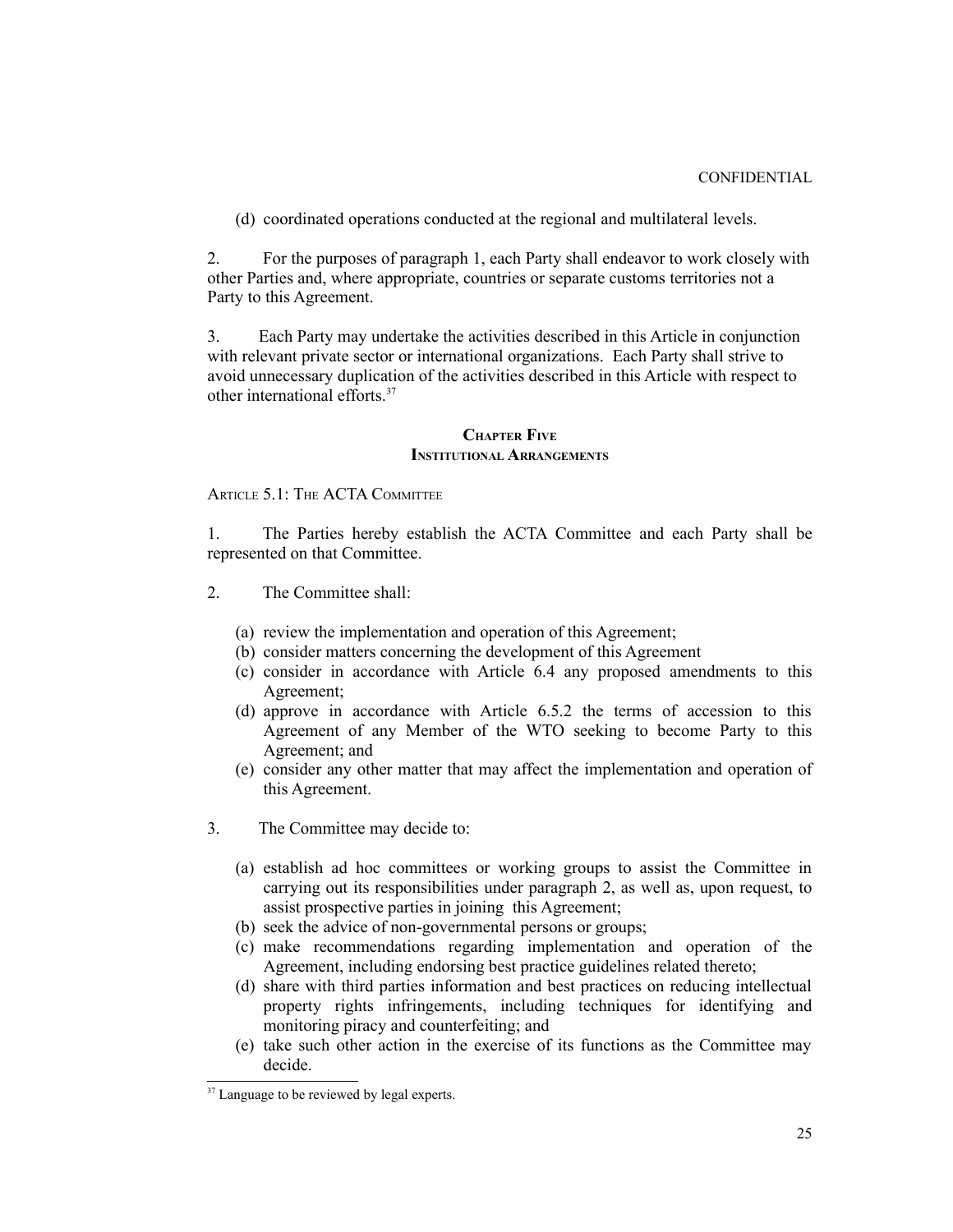(d) coordinated operations conducted at the regional and multilateral levels.

2. For the purposes of paragraph 1, each Party shall endeavor to work closely with other Parties and, where appropriate, countries or separate customs territories not a Party to this Agreement.

3. Each Party may undertake the activities described in this Article in conjunction with relevant private sector or international organizations. Each Party shall strive to avoid unnecessary duplication of the activities described in this Article with respect to other international efforts.[37]

## Chapter Five
## Institutional Arrangements

### Article 5.1: The ACTA Committee

1. The Parties hereby establish the ACTA Committee and each Party shall be represented on that Committee.

2. The Committee shall:

   (a) review the implementation and operation of this Agreement;
   (b) consider matters concerning the development of this Agreement
   (c) consider in accordance with Article 6.4 any proposed amendments to this Agreement;
   (d) approve in accordance with Article 6.5.2 the terms of accession to this Agreement of any Member of the WTO seeking to become Party to this Agreement; and
   (e) consider any other matter that may affect the implementation and operation of this Agreement.

3. The Committee may decide to:

   (a) establish ad hoc committees or working groups to assist the Committee in carrying out its responsibilities under paragraph 2, as well as, upon request, to assist prospective parties in joining this Agreement;
   (b) seek the advice of non-governmental persons or groups;
   (c) make recommendations regarding implementation and operation of the Agreement, including endorsing best practice guidelines related thereto;
   (d) share with third parties information and best practices on reducing intellectual property rights infringements, including techniques for identifying and monitoring piracy and counterfeiting; and
   (e) take such other action in the exercise of its functions as the Committee may decide.

[37] Language to be reviewed by legal experts.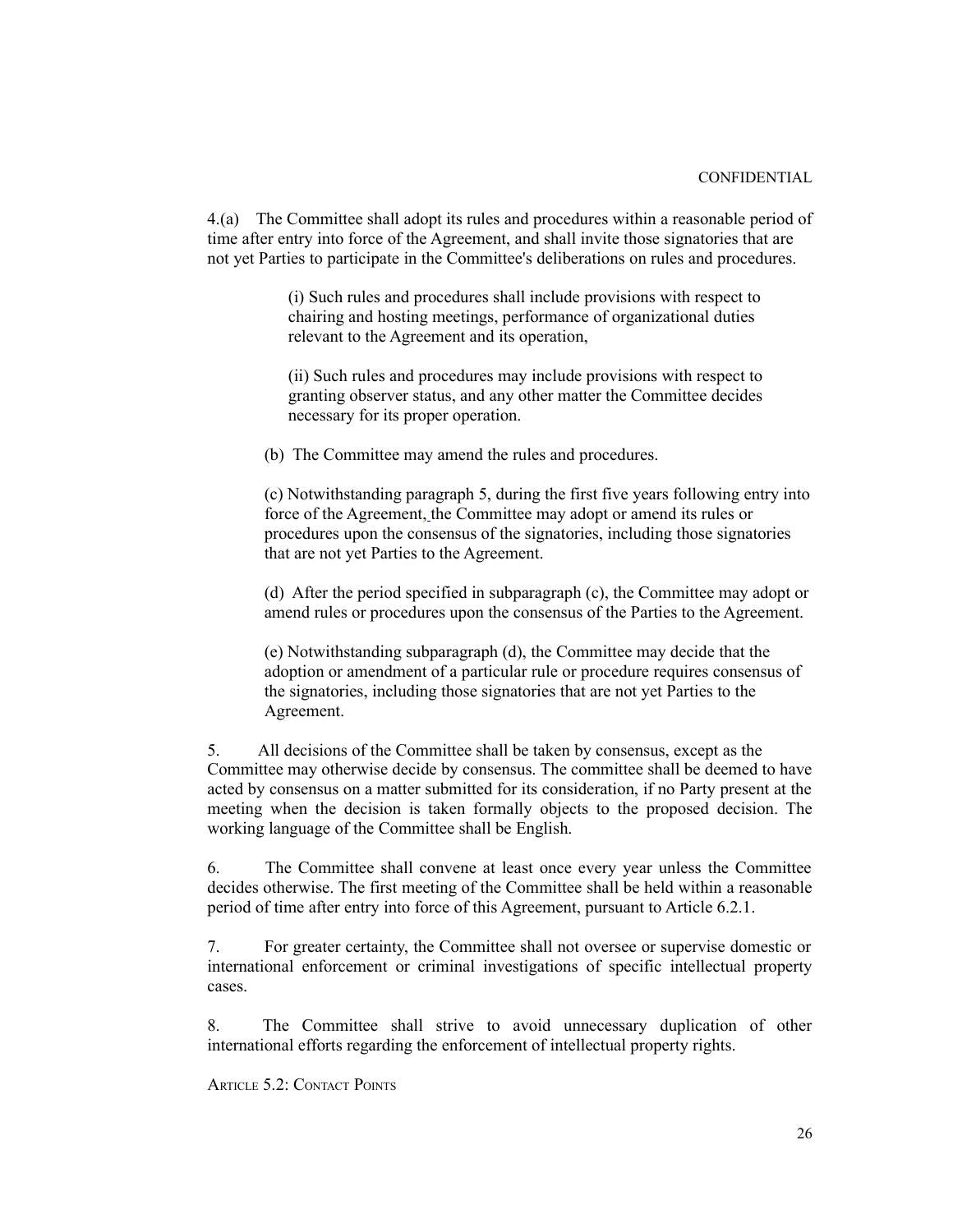CONFIDENTIAL

4.(a) The Committee shall adopt its rules and procedures within a reasonable period of time after entry into force of the Agreement, and shall invite those signatories that are not yet Parties to participate in the Committee's deliberations on rules and procedures.

> (i) Such rules and procedures shall include provisions with respect to chairing and hosting meetings, performance of organizational duties relevant to the Agreement and its operation,
>
> (ii) Such rules and procedures may include provisions with respect to granting observer status, and any other matter the Committee decides necessary for its proper operation.

(b) The Committee may amend the rules and procedures.

(c) Notwithstanding paragraph 5, during the first five years following entry into force of the Agreement, the Committee may adopt or amend its rules or procedures upon the consensus of the signatories, including those signatories that are not yet Parties to the Agreement.

(d) After the period specified in subparagraph (c), the Committee may adopt or amend rules or procedures upon the consensus of the Parties to the Agreement.

(e) Notwithstanding subparagraph (d), the Committee may decide that the adoption or amendment of a particular rule or procedure requires consensus of the signatories, including those signatories that are not yet Parties to the Agreement.

5. All decisions of the Committee shall be taken by consensus, except as the Committee may otherwise decide by consensus. The committee shall be deemed to have acted by consensus on a matter submitted for its consideration, if no Party present at the meeting when the decision is taken formally objects to the proposed decision. The working language of the Committee shall be English.

6. The Committee shall convene at least once every year unless the Committee decides otherwise. The first meeting of the Committee shall be held within a reasonable period of time after entry into force of this Agreement, pursuant to Article 6.2.1.

7. For greater certainty, the Committee shall not oversee or supervise domestic or international enforcement or criminal investigations of specific intellectual property cases.

8. The Committee shall strive to avoid unnecessary duplication of other international efforts regarding the enforcement of intellectual property rights.

ARTICLE 5.2: CONTACT POINTS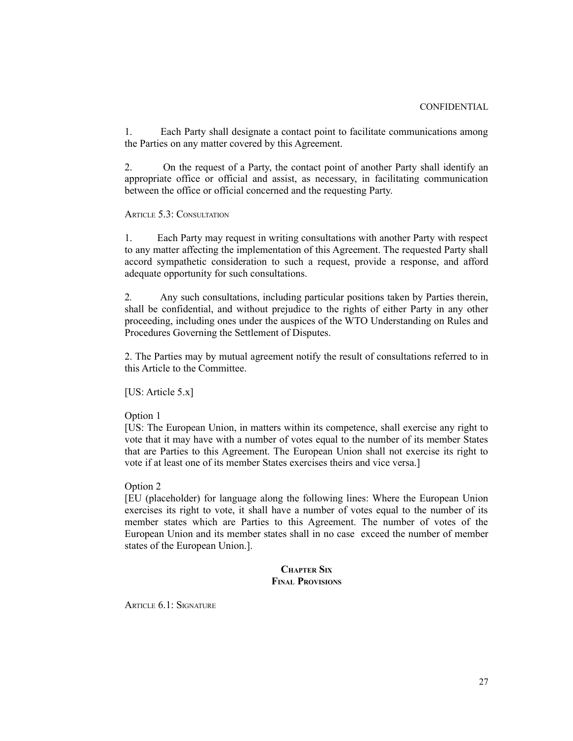CONFIDENTIAL

1. Each Party shall designate a contact point to facilitate communications among the Parties on any matter covered by this Agreement.

2. On the request of a Party, the contact point of another Party shall identify an appropriate office or official and assist, as necessary, in facilitating communication between the office or official concerned and the requesting Party.

ARTICLE 5.3: CONSULTATION

1. Each Party may request in writing consultations with another Party with respect to any matter affecting the implementation of this Agreement. The requested Party shall accord sympathetic consideration to such a request, provide a response, and afford adequate opportunity for such consultations.

2. Any such consultations, including particular positions taken by Parties therein, shall be confidential, and without prejudice to the rights of either Party in any other proceeding, including ones under the auspices of the WTO Understanding on Rules and Procedures Governing the Settlement of Disputes.

2. The Parties may by mutual agreement notify the result of consultations referred to in this Article to the Committee.

[US: Article 5.x]

Option 1
[US: The European Union, in matters within its competence, shall exercise any right to vote that it may have with a number of votes equal to the number of its member States that are Parties to this Agreement. The European Union shall not exercise its right to vote if at least one of its member States exercises theirs and vice versa.]

Option 2
[EU (placeholder) for language along the following lines: Where the European Union exercises its right to vote, it shall have a number of votes equal to the number of its member states which are Parties to this Agreement. The number of votes of the European Union and its member states shall in no case exceed the number of member states of the European Union.].

## CHAPTER SIX
## FINAL PROVISIONS

ARTICLE 6.1: SIGNATURE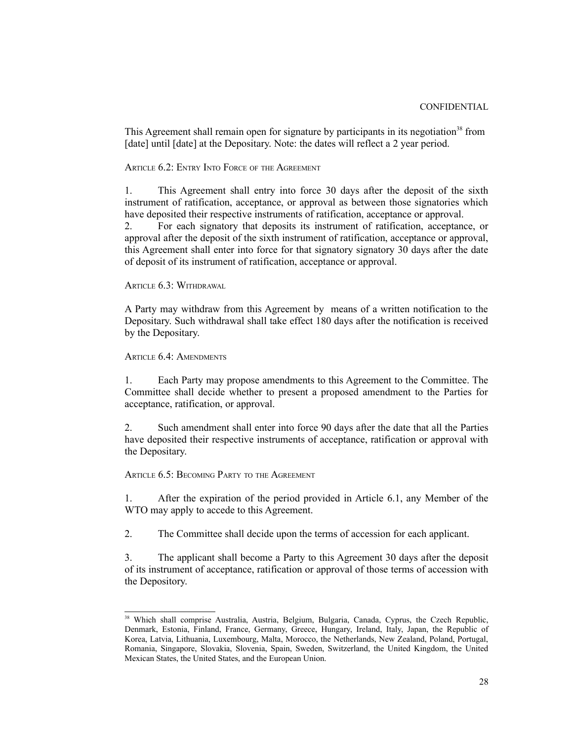CONFIDENTIAL

This Agreement shall remain open for signature by participants in its negotiation[38] from [date] until [date] at the Depositary. Note: the dates will reflect a 2 year period.

ARTICLE 6.2: ENTRY INTO FORCE OF THE AGREEMENT

1. This Agreement shall entry into force 30 days after the deposit of the sixth instrument of ratification, acceptance, or approval as between those signatories which have deposited their respective instruments of ratification, acceptance or approval.

2. For each signatory that deposits its instrument of ratification, acceptance, or approval after the deposit of the sixth instrument of ratification, acceptance or approval, this Agreement shall enter into force for that signatory signatory 30 days after the date of deposit of its instrument of ratification, acceptance or approval.

ARTICLE 6.3: WITHDRAWAL

A Party may withdraw from this Agreement by means of a written notification to the Depositary. Such withdrawal shall take effect 180 days after the notification is received by the Depositary.

ARTICLE 6.4: AMENDMENTS

1. Each Party may propose amendments to this Agreement to the Committee. The Committee shall decide whether to present a proposed amendment to the Parties for acceptance, ratification, or approval.

2. Such amendment shall enter into force 90 days after the date that all the Parties have deposited their respective instruments of acceptance, ratification or approval with the Depositary.

ARTICLE 6.5: BECOMING PARTY TO THE AGREEMENT

1. After the expiration of the period provided in Article 6.1, any Member of the WTO may apply to accede to this Agreement.

2. The Committee shall decide upon the terms of accession for each applicant.

3. The applicant shall become a Party to this Agreement 30 days after the deposit of its instrument of acceptance, ratification or approval of those terms of accession with the Depository.

---

[38] Which shall comprise Australia, Austria, Belgium, Bulgaria, Canada, Cyprus, the Czech Republic, Denmark, Estonia, Finland, France, Germany, Greece, Hungary, Ireland, Italy, Japan, the Republic of Korea, Latvia, Lithuania, Luxembourg, Malta, Morocco, the Netherlands, New Zealand, Poland, Portugal, Romania, Singapore, Slovakia, Slovenia, Spain, Sweden, Switzerland, the United Kingdom, the United Mexican States, the United States, and the European Union.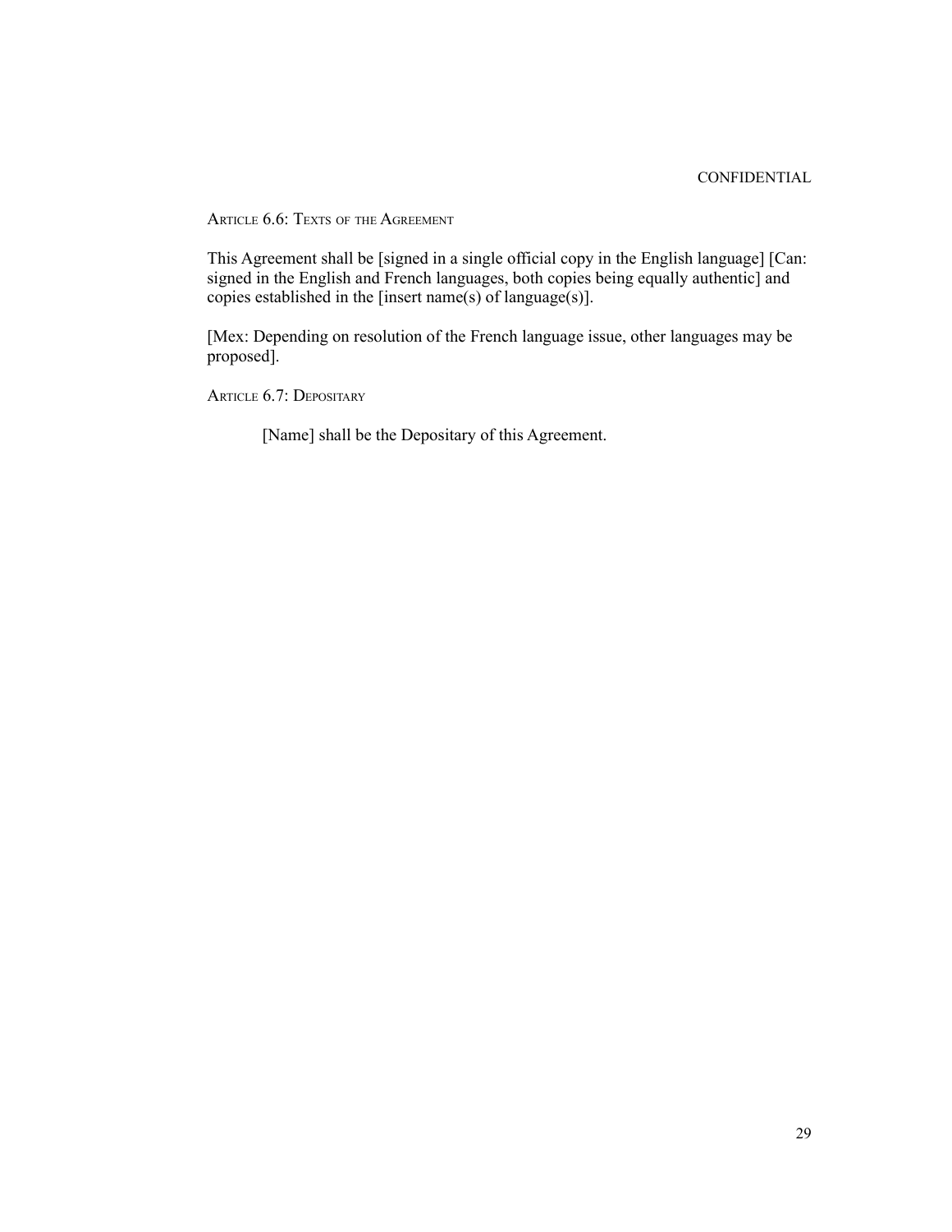CONFIDENTIAL

### Article 6.6: Texts of the Agreement

This Agreement shall be [signed in a single official copy in the English language] [Can: signed in the English and French languages, both copies being equally authentic] and copies established in the [insert name(s) of language(s)].

[Mex: Depending on resolution of the French language issue, other languages may be proposed].

### Article 6.7: Depositary

[Name] shall be the Depositary of this Agreement.